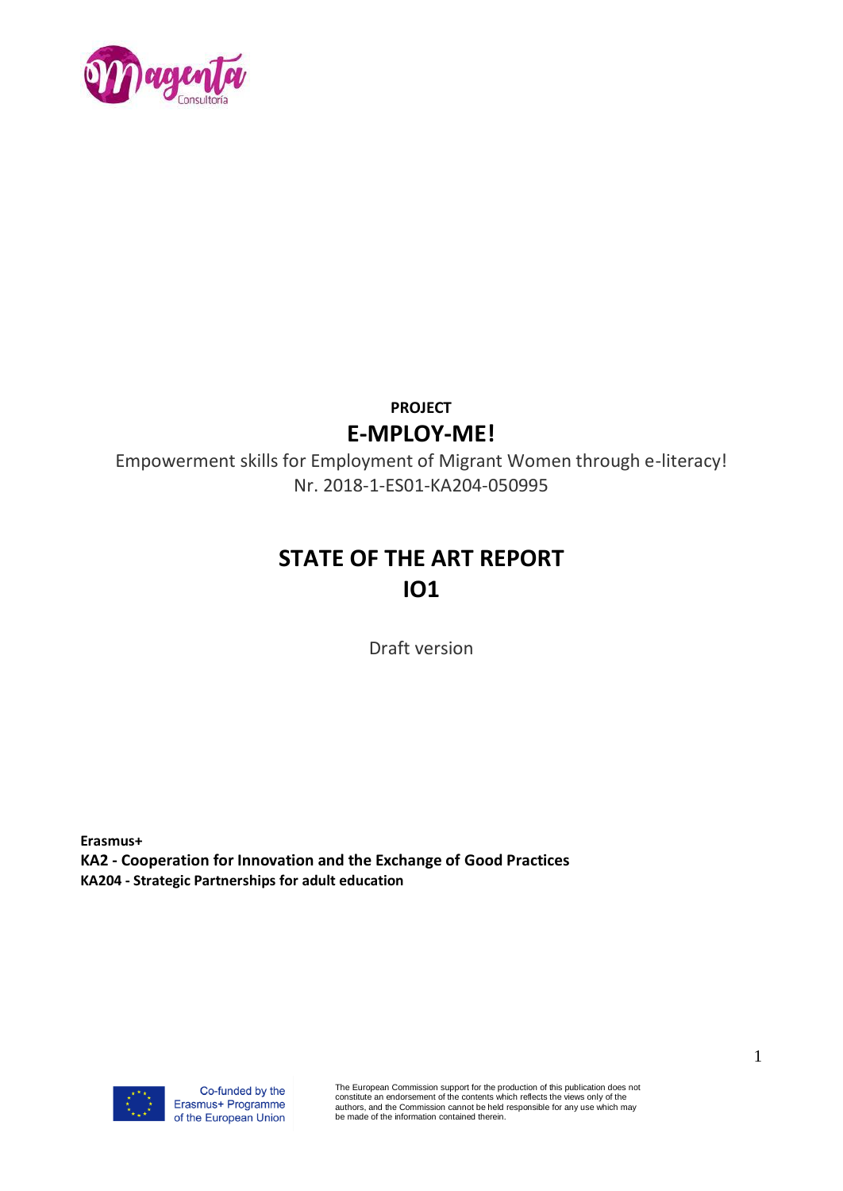**PROJECT**

# E-MPLOY-ME!

Empowerment skills for Employment of Migrant Women through e-literacy!

Nr. 2018-1-ES01-KA204-050995

# STATE OF THE ART REPORT

# IO1

Draft version

**Erasmus+**

**KA2 - Cooperation for Innovation and the Exchange of Good Practices**

**KA204 - Strategic Partnerships for adult education**

Co-funded by the Erasmus+ Programme of the European Union

The European Commission support for the production of this publication does not constitute an endorsement of the contents which reflects the views only of the authors, and the Commission cannot be held responsible for any use which may be made of the information contained therein.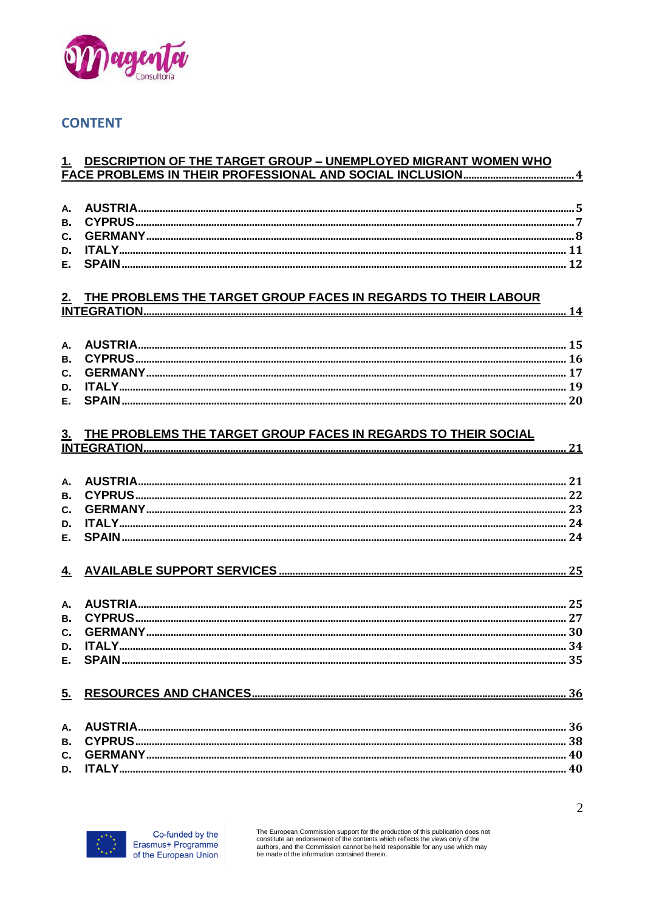## CONTENT

**1. DESCRIPTION OF THE TARGET GROUP – UNEMPLOYED MIGRANT WOMEN WHO FACE PROBLEMS IN THEIR PROFESSIONAL AND SOCIAL INCLUSION** ........ 4

- A. AUSTRIA ........ 5
- B. CYPRUS ........ 7
- C. GERMANY ........ 8
- D. ITALY ........ 11
- E. SPAIN ........ 12

**2. THE PROBLEMS THE TARGET GROUP FACES IN REGARDS TO THEIR LABOUR INTEGRATION** ........ 14

- A. AUSTRIA ........ 15
- B. CYPRUS ........ 16
- C. GERMANY ........ 17
- D. ITALY ........ 19
- E. SPAIN ........ 20

**3. THE PROBLEMS THE TARGET GROUP FACES IN REGARDS TO THEIR SOCIAL INTEGRATION** ........ 21

- A. AUSTRIA ........ 21
- B. CYPRUS ........ 22
- C. GERMANY ........ 23
- D. ITALY ........ 24
- E. SPAIN ........ 24

**4. AVAILABLE SUPPORT SERVICES** ........ 25

- A. AUSTRIA ........ 25
- B. CYPRUS ........ 27
- C. GERMANY ........ 30
- D. ITALY ........ 34
- E. SPAIN ........ 35

**5. RESOURCES AND CHANCES** ........ 36

- A. AUSTRIA ........ 36
- B. CYPRUS ........ 38
- C. GERMANY ........ 40
- D. ITALY ........ 40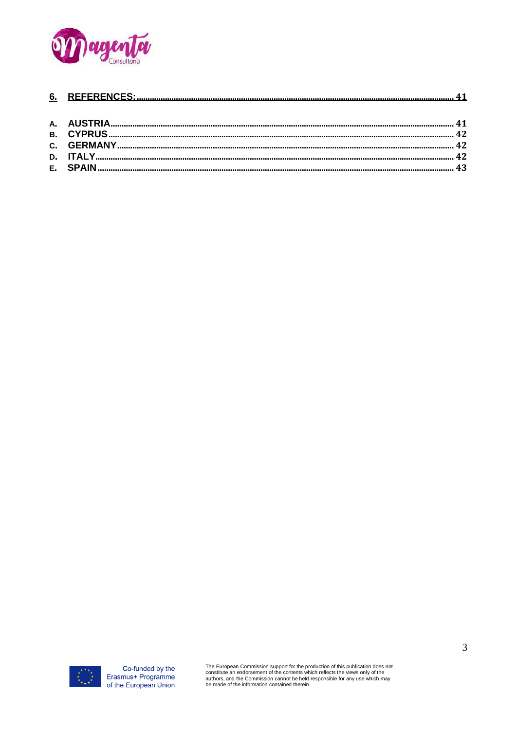6. REFERENCES: ........ 41

A. AUSTRIA ........ 41
B. CYPRUS ........ 42
C. GERMANY ........ 42
D. ITALY ........ 42
E. SPAIN ........ 43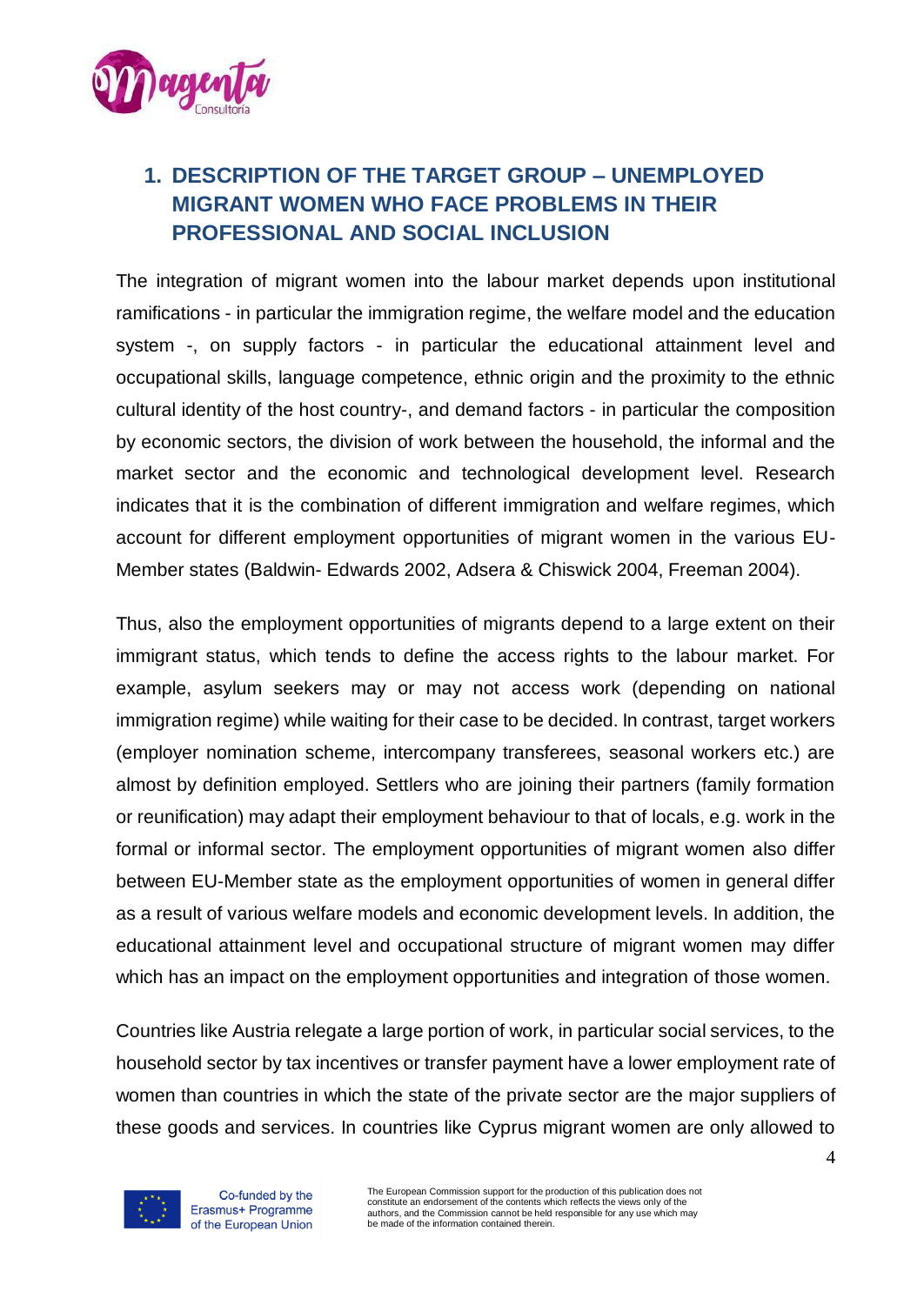## 1. DESCRIPTION OF THE TARGET GROUP – UNEMPLOYED MIGRANT WOMEN WHO FACE PROBLEMS IN THEIR PROFESSIONAL AND SOCIAL INCLUSION

The integration of migrant women into the labour market depends upon institutional ramifications - in particular the immigration regime, the welfare model and the education system -, on supply factors - in particular the educational attainment level and occupational skills, language competence, ethnic origin and the proximity to the ethnic cultural identity of the host country-, and demand factors - in particular the composition by economic sectors, the division of work between the household, the informal and the market sector and the economic and technological development level. Research indicates that it is the combination of different immigration and welfare regimes, which account for different employment opportunities of migrant women in the various EU-Member states (Baldwin- Edwards 2002, Adsera & Chiswick 2004, Freeman 2004).

Thus, also the employment opportunities of migrants depend to a large extent on their immigrant status, which tends to define the access rights to the labour market. For example, asylum seekers may or may not access work (depending on national immigration regime) while waiting for their case to be decided. In contrast, target workers (employer nomination scheme, intercompany transferees, seasonal workers etc.) are almost by definition employed. Settlers who are joining their partners (family formation or reunification) may adapt their employment behaviour to that of locals, e.g. work in the formal or informal sector. The employment opportunities of migrant women also differ between EU-Member state as the employment opportunities of women in general differ as a result of various welfare models and economic development levels. In addition, the educational attainment level and occupational structure of migrant women may differ which has an impact on the employment opportunities and integration of those women.

Countries like Austria relegate a large portion of work, in particular social services, to the household sector by tax incentives or transfer payment have a lower employment rate of women than countries in which the state of the private sector are the major suppliers of these goods and services. In countries like Cyprus migrant women are only allowed to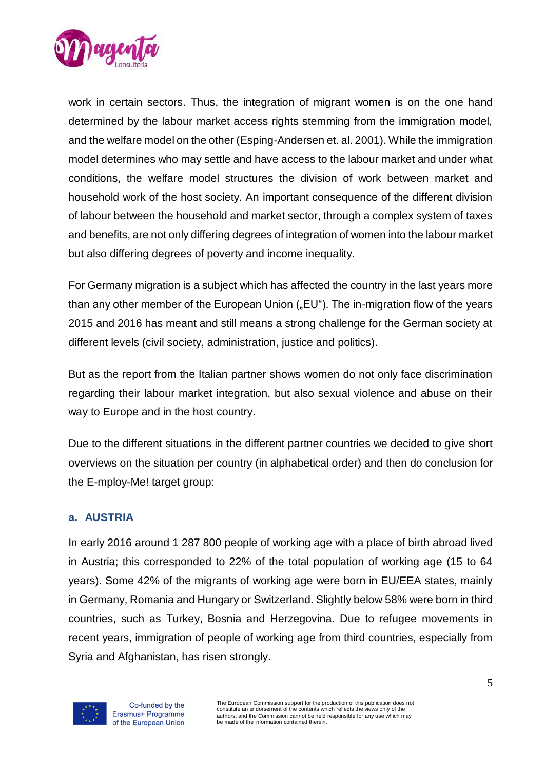work in certain sectors. Thus, the integration of migrant women is on the one hand determined by the labour market access rights stemming from the immigration model, and the welfare model on the other (Esping-Andersen et. al. 2001). While the immigration model determines who may settle and have access to the labour market and under what conditions, the welfare model structures the division of work between market and household work of the host society. An important consequence of the different division of labour between the household and market sector, through a complex system of taxes and benefits, are not only differing degrees of integration of women into the labour market but also differing degrees of poverty and income inequality.

For Germany migration is a subject which has affected the country in the last years more than any other member of the European Union („EU"). The in-migration flow of the years 2015 and 2016 has meant and still means a strong challenge for the German society at different levels (civil society, administration, justice and politics).

But as the report from the Italian partner shows women do not only face discrimination regarding their labour market integration, but also sexual violence and abuse on their way to Europe and in the host country.

Due to the different situations in the different partner countries we decided to give short overviews on the situation per country (in alphabetical order) and then do conclusion for the E-mploy-Me! target group:

### a. AUSTRIA

In early 2016 around 1 287 800 people of working age with a place of birth abroad lived in Austria; this corresponded to 22% of the total population of working age (15 to 64 years). Some 42% of the migrants of working age were born in EU/EEA states, mainly in Germany, Romania and Hungary or Switzerland. Slightly below 58% were born in third countries, such as Turkey, Bosnia and Herzegovina. Due to refugee movements in recent years, immigration of people of working age from third countries, especially from Syria and Afghanistan, has risen strongly.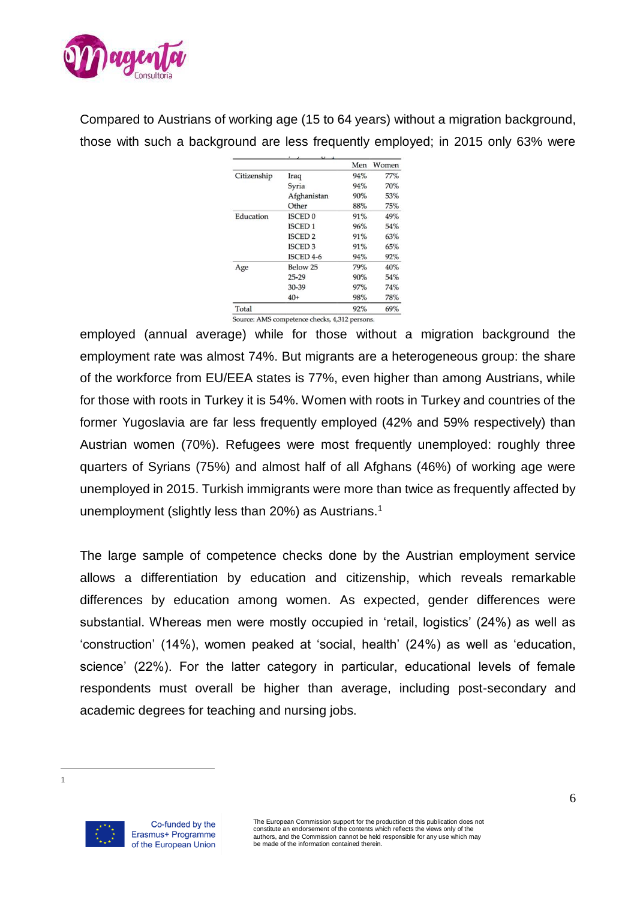Compared to Austrians of working age (15 to 64 years) without a migration background, those with such a background are less frequently employed; in 2015 only 63% were

| | | Men | Women |
|---|---|---|---|
| Citizenship | Iraq | 94% | 77% |
| | Syria | 94% | 70% |
| | Afghanistan | 90% | 53% |
| | Other | 88% | 75% |
| Education | ISCED 0 | 91% | 49% |
| | ISCED 1 | 96% | 54% |
| | ISCED 2 | 91% | 63% |
| | ISCED 3 | 91% | 65% |
| | ISCED 4-6 | 94% | 92% |
| Age | Below 25 | 79% | 40% |
| | 25-29 | 90% | 54% |
| | 30-39 | 97% | 74% |
| | 40+ | 98% | 78% |
| Total | | 92% | 69% |

Source: AMS competence checks, 4,312 persons.

employed (annual average) while for those without a migration background the employment rate was almost 74%. But migrants are a heterogeneous group: the share of the workforce from EU/EEA states is 77%, even higher than among Austrians, while for those with roots in Turkey it is 54%. Women with roots in Turkey and countries of the former Yugoslavia are far less frequently employed (42% and 59% respectively) than Austrian women (70%). Refugees were most frequently unemployed: roughly three quarters of Syrians (75%) and almost half of all Afghans (46%) of working age were unemployed in 2015. Turkish immigrants were more than twice as frequently affected by unemployment (slightly less than 20%) as Austrians.[1]

The large sample of competence checks done by the Austrian employment service allows a differentiation by education and citizenship, which reveals remarkable differences by education among women. As expected, gender differences were substantial. Whereas men were mostly occupied in 'retail, logistics' (24%) as well as 'construction' (14%), women peaked at 'social, health' (24%) as well as 'education, science' (22%). For the latter category in particular, educational levels of female respondents must overall be higher than average, including post-secondary and academic degrees for teaching and nursing jobs.

[1]

Co-funded by the Erasmus+ Programme of the European Union

The European Commission support for the production of this publication does not constitute an endorsement of the contents which reflects the views only of the authors, and the Commission cannot be held responsible for any use which may be made of the information contained therein.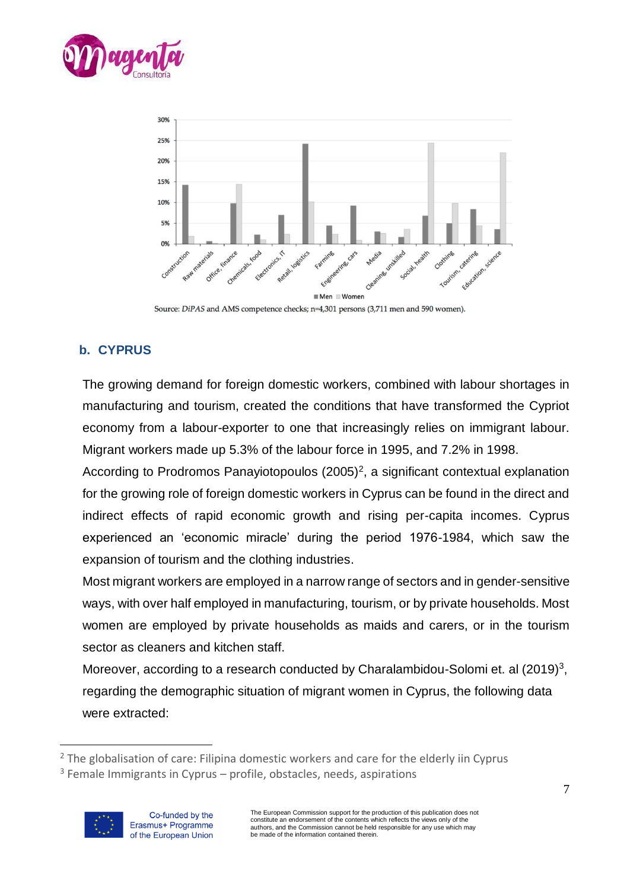Source: *DiPAS* and AMS competence checks; n=4,301 persons (3,711 men and 590 women).

## b. CYPRUS

The growing demand for foreign domestic workers, combined with labour shortages in manufacturing and tourism, created the conditions that have transformed the Cypriot economy from a labour-exporter to one that increasingly relies on immigrant labour. Migrant workers made up 5.3% of the labour force in 1995, and 7.2% in 1998.

According to Prodromos Panayiotopoulos (2005)[2], a significant contextual explanation for the growing role of foreign domestic workers in Cyprus can be found in the direct and indirect effects of rapid economic growth and rising per-capita incomes. Cyprus experienced an 'economic miracle' during the period 1976-1984, which saw the expansion of tourism and the clothing industries.

Most migrant workers are employed in a narrow range of sectors and in gender-sensitive ways, with over half employed in manufacturing, tourism, or by private households. Most women are employed by private households as maids and carers, or in the tourism sector as cleaners and kitchen staff.

Moreover, according to a research conducted by Charalambidou-Solomi et. al (2019)[3], regarding the demographic situation of migrant women in Cyprus, the following data were extracted:

---

[2] The globalisation of care: Filipina domestic workers and care for the elderly iin Cyprus

[3] Female Immigrants in Cyprus – profile, obstacles, needs, aspirations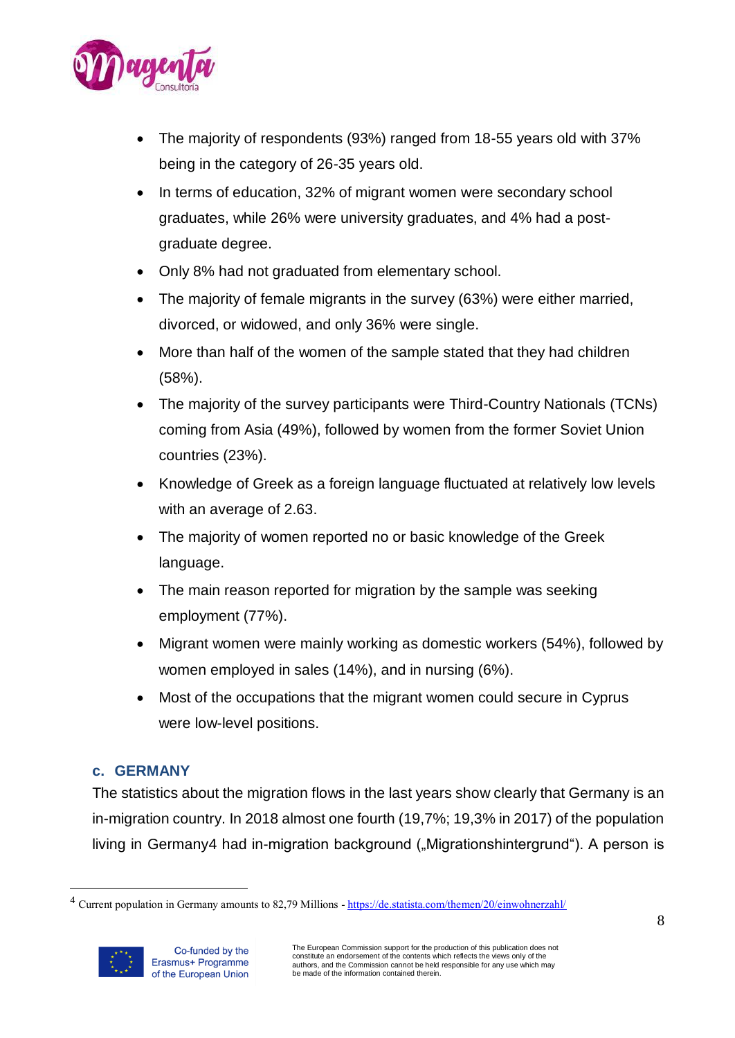- The majority of respondents (93%) ranged from 18-55 years old with 37% being in the category of 26-35 years old.
- In terms of education, 32% of migrant women were secondary school graduates, while 26% were university graduates, and 4% had a post-graduate degree.
- Only 8% had not graduated from elementary school.
- The majority of female migrants in the survey (63%) were either married, divorced, or widowed, and only 36% were single.
- More than half of the women of the sample stated that they had children (58%).
- The majority of the survey participants were Third-Country Nationals (TCNs) coming from Asia (49%), followed by women from the former Soviet Union countries (23%).
- Knowledge of Greek as a foreign language fluctuated at relatively low levels with an average of 2.63.
- The majority of women reported no or basic knowledge of the Greek language.
- The main reason reported for migration by the sample was seeking employment (77%).
- Migrant women were mainly working as domestic workers (54%), followed by women employed in sales (14%), and in nursing (6%).
- Most of the occupations that the migrant women could secure in Cyprus were low-level positions.

### c. GERMANY

The statistics about the migration flows in the last years show clearly that Germany is an in-migration country. In 2018 almost one fourth (19,7%; 19,3% in 2017) of the population living in Germany[4] had in-migration background („Migrationshintergrund"). A person is

[4] Current population in Germany amounts to 82,79 Millions - https://de.statista.com/themen/20/einwohnerzahl/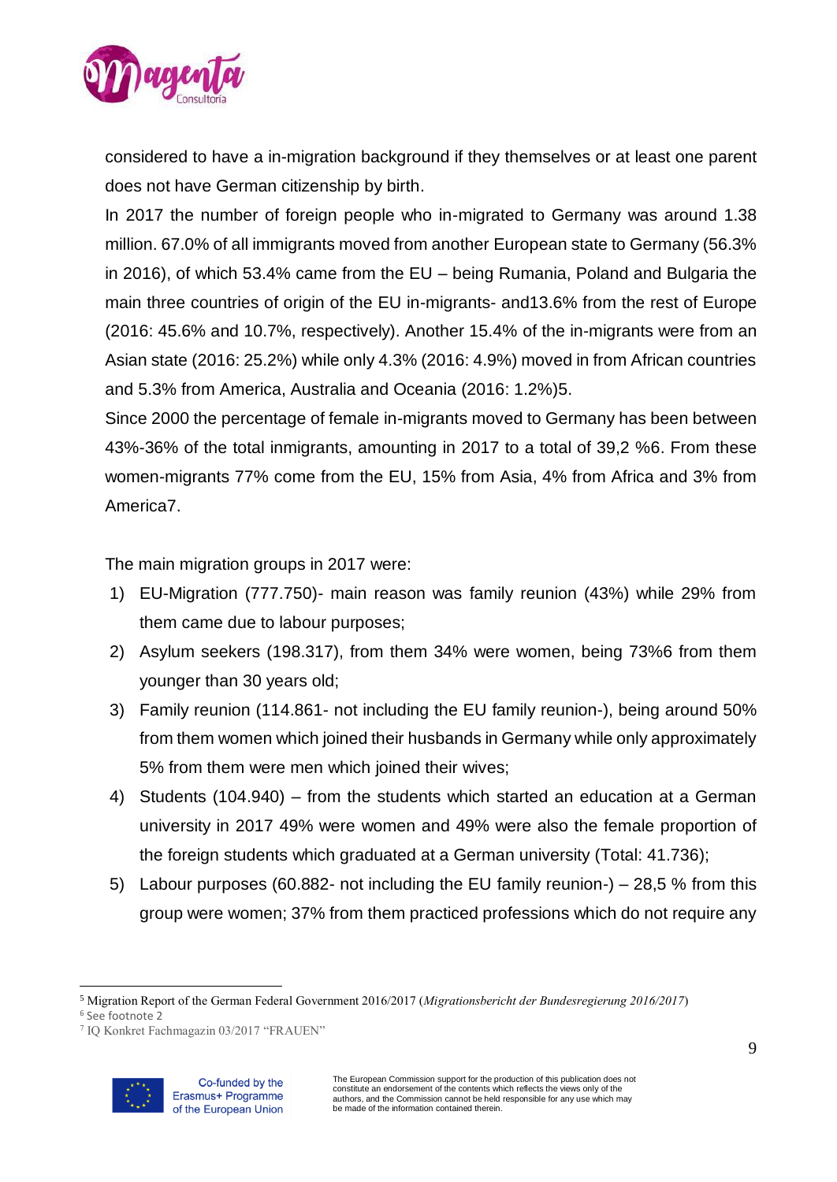considered to have a in-migration background if they themselves or at least one parent does not have German citizenship by birth.

In 2017 the number of foreign people who in-migrated to Germany was around 1.38 million. 67.0% of all immigrants moved from another European state to Germany (56.3% in 2016), of which 53.4% came from the EU – being Rumania, Poland and Bulgaria the main three countries of origin of the EU in-migrants- and13.6% from the rest of Europe (2016: 45.6% and 10.7%, respectively). Another 15.4% of the in-migrants were from an Asian state (2016: 25.2%) while only 4.3% (2016: 4.9%) moved in from African countries and 5.3% from America, Australia and Oceania (2016: 1.2%)[5].

Since 2000 the percentage of female in-migrants moved to Germany has been between 43%-36% of the total inmigrants, amounting in 2017 to a total of 39,2 %[6]. From these women-migrants 77% come from the EU, 15% from Asia, 4% from Africa and 3% from America[7].

The main migration groups in 2017 were:

1) EU-Migration (777.750)- main reason was family reunion (43%) while 29% from them came due to labour purposes;
2) Asylum seekers (198.317), from them 34% were women, being 73%[6] from them younger than 30 years old;
3) Family reunion (114.861- not including the EU family reunion-), being around 50% from them women which joined their husbands in Germany while only approximately 5% from them were men which joined their wives;
4) Students (104.940) – from the students which started an education at a German university in 2017 49% were women and 49% were also the female proportion of the foreign students which graduated at a German university (Total: 41.736);
5) Labour purposes (60.882- not including the EU family reunion-) – 28,5 % from this group were women; 37% from them practiced professions which do not require any

[5] Migration Report of the German Federal Government 2016/2017 (*Migrationsbericht der Bundesregierung 2016/2017*)

[6] See footnote 2

[7] IQ Konkret Fachmagazin 03/2017 "FRAUEN"

Co-funded by the Erasmus+ Programme of the European Union

The European Commission support for the production of this publication does not constitute an endorsement of the contents which reflects the views only of the authors, and the Commission cannot be held responsible for any use which may be made of the information contained therein.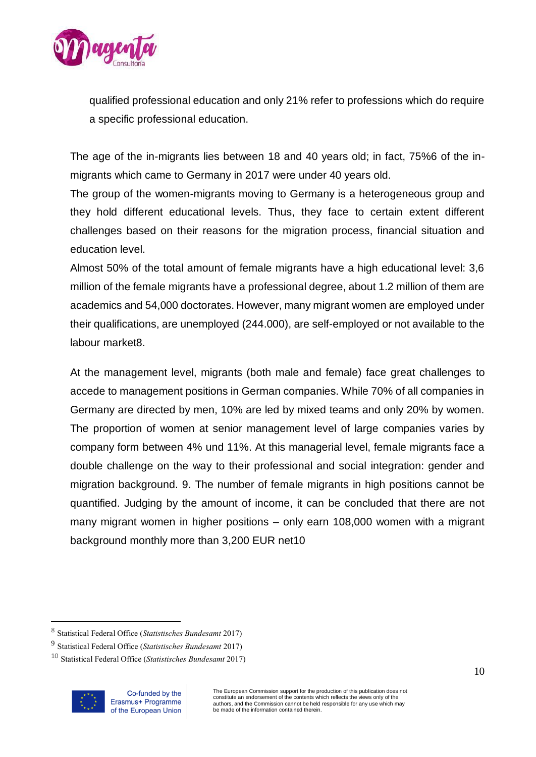qualified professional education and only 21% refer to professions which do require a specific professional education.

The age of the in-migrants lies between 18 and 40 years old; in fact, 75%6 of the in-migrants which came to Germany in 2017 were under 40 years old.

The group of the women-migrants moving to Germany is a heterogeneous group and they hold different educational levels. Thus, they face to certain extent different challenges based on their reasons for the migration process, financial situation and education level.

Almost 50% of the total amount of female migrants have a high educational level: 3,6 million of the female migrants have a professional degree, about 1.2 million of them are academics and 54,000 doctorates. However, many migrant women are employed under their qualifications, are unemployed (244.000), are self-employed or not available to the labour market[8].

At the management level, migrants (both male and female) face great challenges to accede to management positions in German companies. While 70% of all companies in Germany are directed by men, 10% are led by mixed teams and only 20% by women. The proportion of women at senior management level of large companies varies by company form between 4% und 11%. At this managerial level, female migrants face a double challenge on the way to their professional and social integration: gender and migration background. 9. The number of female migrants in high positions cannot be quantified. Judging by the amount of income, it can be concluded that there are not many migrant women in higher positions – only earn 108,000 women with a migrant background monthly more than 3,200 EUR net[10]

---

[8] Statistical Federal Office (*Statistisches Bundesamt* 2017)

[9] Statistical Federal Office (*Statistisches Bundesamt* 2017)

[10] Statistical Federal Office (*Statistisches Bundesamt* 2017)

Co-funded by the Erasmus+ Programme of the European Union

The European Commission support for the production of this publication does not constitute an endorsement of the contents which reflects the views only of the authors, and the Commission cannot be held responsible for any use which may be made of the information contained therein.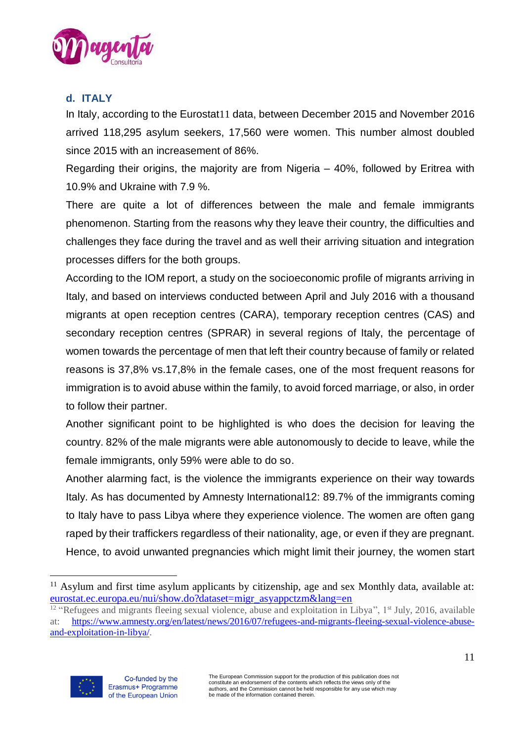## d. ITALY

In Italy, according to the Eurostat[11] data, between December 2015 and November 2016 arrived 118,295 asylum seekers, 17,560 were women. This number almost doubled since 2015 with an increasement of 86%.

Regarding their origins, the majority are from Nigeria – 40%, followed by Eritrea with 10.9% and Ukraine with 7.9 %.

There are quite a lot of differences between the male and female immigrants phenomenon. Starting from the reasons why they leave their country, the difficulties and challenges they face during the travel and as well their arriving situation and integration processes differs for the both groups.

According to the IOM report, a study on the socioeconomic profile of migrants arriving in Italy, and based on interviews conducted between April and July 2016 with a thousand migrants at open reception centres (CARA), temporary reception centres (CAS) and secondary reception centres (SPRAR) in several regions of Italy, the percentage of women towards the percentage of men that left their country because of family or related reasons is 37,8% vs.17,8% in the female cases, one of the most frequent reasons for immigration is to avoid abuse within the family, to avoid forced marriage, or also, in order to follow their partner.

Another significant point to be highlighted is who does the decision for leaving the country. 82% of the male migrants were able autonomously to decide to leave, while the female immigrants, only 59% were able to do so.

Another alarming fact, is the violence the immigrants experience on their way towards Italy. As has documented by Amnesty International[12]: 89.7% of the immigrants coming to Italy have to pass Libya where they experience violence. The women are often gang raped by their traffickers regardless of their nationality, age, or even if they are pregnant. Hence, to avoid unwanted pregnancies which might limit their journey, the women start

---

[11] Asylum and first time asylum applicants by citizenship, age and sex Monthly data, available at: eurostat.ec.europa.eu/nui/show.do?dataset=migr_asyappctzm&lang=en

[12] "Refugees and migrants fleeing sexual violence, abuse and exploitation in Libya", 1st July, 2016, available at: https://www.amnesty.org/en/latest/news/2016/07/refugees-and-migrants-fleeing-sexual-violence-abuse-and-exploitation-in-libya/.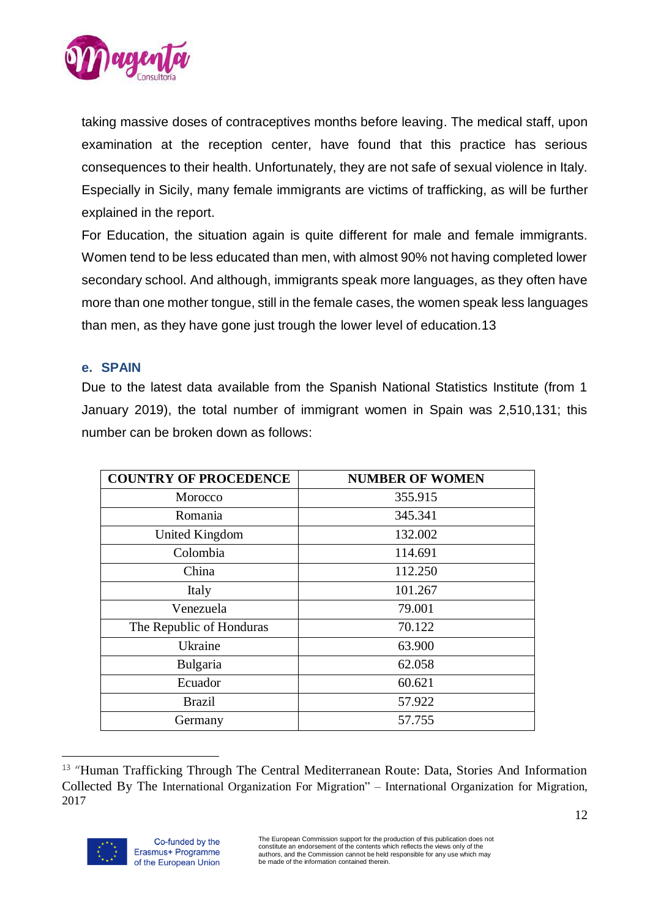taking massive doses of contraceptives months before leaving. The medical staff, upon examination at the reception center, have found that this practice has serious consequences to their health. Unfortunately, they are not safe of sexual violence in Italy. Especially in Sicily, many female immigrants are victims of trafficking, as will be further explained in the report.

For Education, the situation again is quite different for male and female immigrants. Women tend to be less educated than men, with almost 90% not having completed lower secondary school. And although, immigrants speak more languages, as they often have more than one mother tongue, still in the female cases, the women speak less languages than men, as they have gone just trough the lower level of education.13

### e. SPAIN

Due to the latest data available from the Spanish National Statistics Institute (from 1 January 2019), the total number of immigrant women in Spain was 2,510,131; this number can be broken down as follows:

| COUNTRY OF PROCEDENCE | NUMBER OF WOMEN |
| --- | --- |
| Morocco | 355.915 |
| Romania | 345.341 |
| United Kingdom | 132.002 |
| Colombia | 114.691 |
| China | 112.250 |
| Italy | 101.267 |
| Venezuela | 79.001 |
| The Republic of Honduras | 70.122 |
| Ukraine | 63.900 |
| Bulgaria | 62.058 |
| Ecuador | 60.621 |
| Brazil | 57.922 |
| Germany | 57.755 |

[13] "Human Trafficking Through The Central Mediterranean Route: Data, Stories And Information Collected By The International Organization For Migration" – International Organization for Migration, 2017

Co-funded by the Erasmus+ Programme of the European Union

The European Commission support for the production of this publication does not constitute an endorsement of the contents which reflects the views only of the authors, and the Commission cannot be held responsible for any use which may be made of the information contained therein.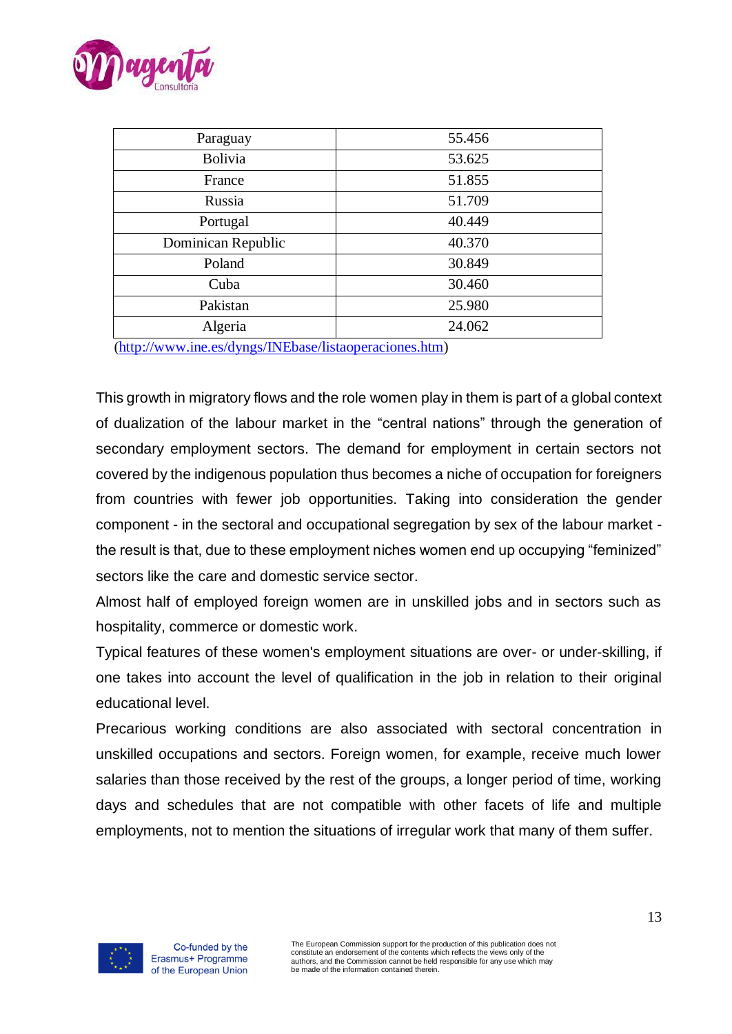| Paraguay | 55.456 |
| --- | --- |
| Bolivia | 53.625 |
| France | 51.855 |
| Russia | 51.709 |
| Portugal | 40.449 |
| Dominican Republic | 40.370 |
| Poland | 30.849 |
| Cuba | 30.460 |
| Pakistan | 25.980 |
| Algeria | 24.062 |

(http://www.ine.es/dyngs/INEbase/listaoperaciones.htm)

This growth in migratory flows and the role women play in them is part of a global context of dualization of the labour market in the "central nations" through the generation of secondary employment sectors. The demand for employment in certain sectors not covered by the indigenous population thus becomes a niche of occupation for foreigners from countries with fewer job opportunities. Taking into consideration the gender component - in the sectoral and occupational segregation by sex of the labour market - the result is that, due to these employment niches women end up occupying "feminized" sectors like the care and domestic service sector.

Almost half of employed foreign women are in unskilled jobs and in sectors such as hospitality, commerce or domestic work.

Typical features of these women's employment situations are over- or under-skilling, if one takes into account the level of qualification in the job in relation to their original educational level.

Precarious working conditions are also associated with sectoral concentration in unskilled occupations and sectors. Foreign women, for example, receive much lower salaries than those received by the rest of the groups, a longer period of time, working days and schedules that are not compatible with other facets of life and multiple employments, not to mention the situations of irregular work that many of them suffer.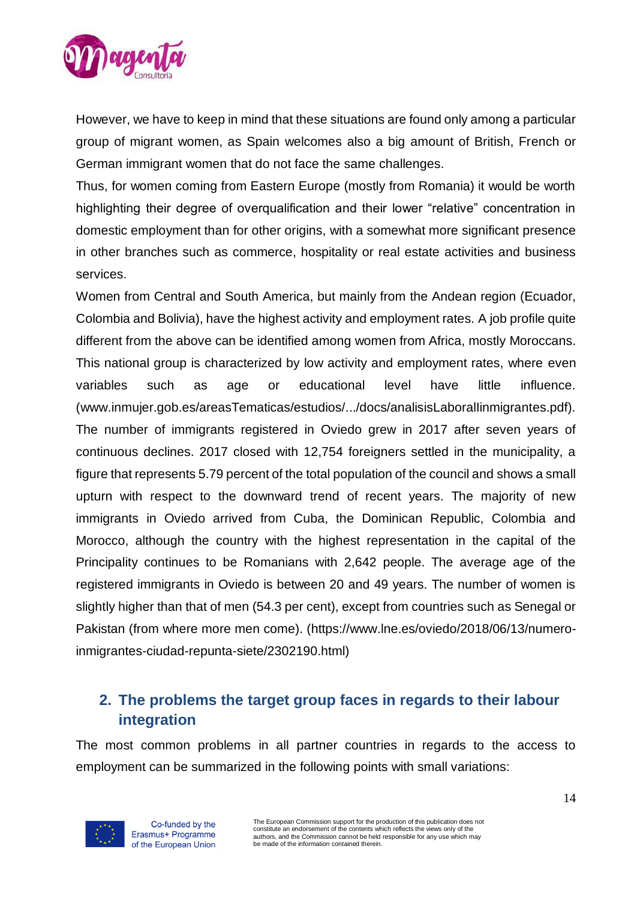However, we have to keep in mind that these situations are found only among a particular group of migrant women, as Spain welcomes also a big amount of British, French or German immigrant women that do not face the same challenges.

Thus, for women coming from Eastern Europe (mostly from Romania) it would be worth highlighting their degree of overqualification and their lower "relative" concentration in domestic employment than for other origins, with a somewhat more significant presence in other branches such as commerce, hospitality or real estate activities and business services.

Women from Central and South America, but mainly from the Andean region (Ecuador, Colombia and Bolivia), have the highest activity and employment rates. A job profile quite different from the above can be identified among women from Africa, mostly Moroccans. This national group is characterized by low activity and employment rates, where even variables such as age or educational level have little influence. (www.inmujer.gob.es/areasTematicas/estudios/.../docs/analisisLaborallinmigrantes.pdf). The number of immigrants registered in Oviedo grew in 2017 after seven years of continuous declines. 2017 closed with 12,754 foreigners settled in the municipality, a figure that represents 5.79 percent of the total population of the council and shows a small upturn with respect to the downward trend of recent years. The majority of new immigrants in Oviedo arrived from Cuba, the Dominican Republic, Colombia and Morocco, although the country with the highest representation in the capital of the Principality continues to be Romanians with 2,642 people. The average age of the registered immigrants in Oviedo is between 20 and 49 years. The number of women is slightly higher than that of men (54.3 per cent), except from countries such as Senegal or Pakistan (from where more men come). (https://www.lne.es/oviedo/2018/06/13/numero-inmigrantes-ciudad-repunta-siete/2302190.html)

## 2. The problems the target group faces in regards to their labour integration

The most common problems in all partner countries in regards to the access to employment can be summarized in the following points with small variations: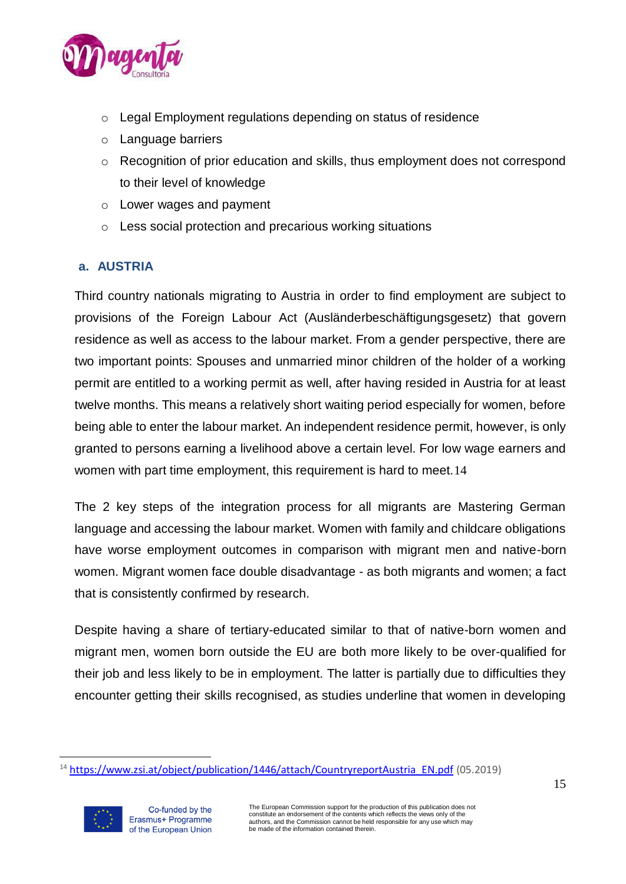- Legal Employment regulations depending on status of residence
- Language barriers
- Recognition of prior education and skills, thus employment does not correspond to their level of knowledge
- Lower wages and payment
- Less social protection and precarious working situations

### a. AUSTRIA

Third country nationals migrating to Austria in order to find employment are subject to provisions of the Foreign Labour Act (Ausländerbeschäftigungsgesetz) that govern residence as well as access to the labour market. From a gender perspective, there are two important points: Spouses and unmarried minor children of the holder of a working permit are entitled to a working permit as well, after having resided in Austria for at least twelve months. This means a relatively short waiting period especially for women, before being able to enter the labour market. An independent residence permit, however, is only granted to persons earning a livelihood above a certain level. For low wage earners and women with part time employment, this requirement is hard to meet.[14]

The 2 key steps of the integration process for all migrants are Mastering German language and accessing the labour market. Women with family and childcare obligations have worse employment outcomes in comparison with migrant men and native-born women. Migrant women face double disadvantage - as both migrants and women; a fact that is consistently confirmed by research.

Despite having a share of tertiary-educated similar to that of native-born women and migrant men, women born outside the EU are both more likely to be over-qualified for their job and less likely to be in employment. The latter is partially due to difficulties they encounter getting their skills recognised, as studies underline that women in developing

[14] https://www.zsi.at/object/publication/1446/attach/CountryreportAustria_EN.pdf (05.2019)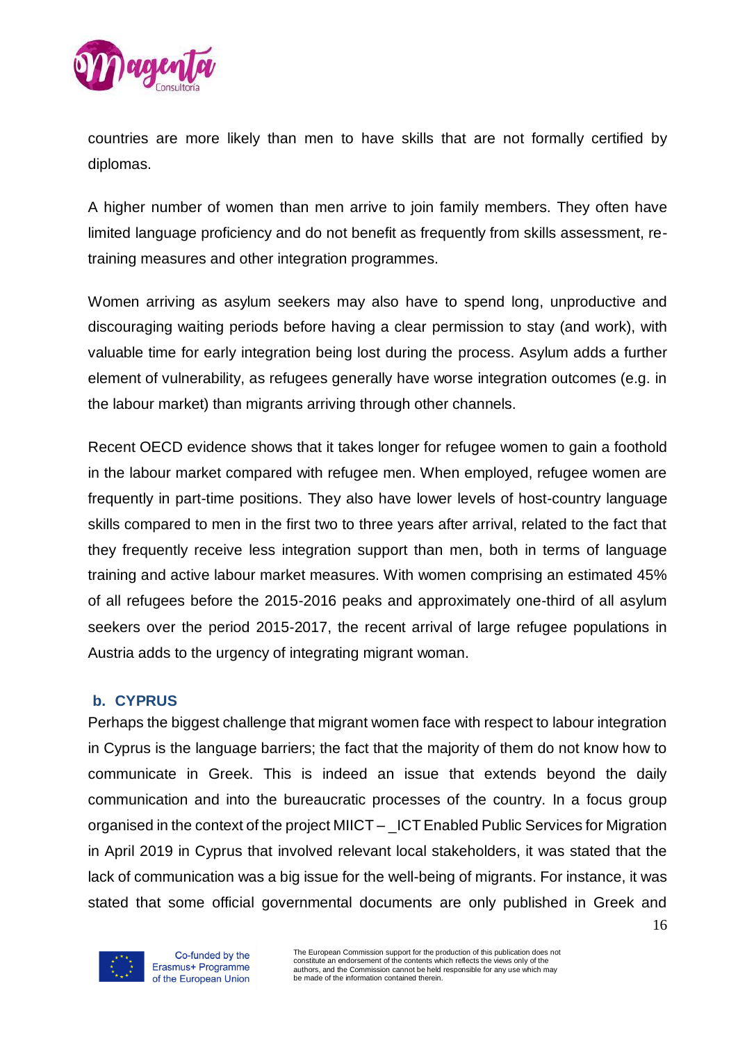countries are more likely than men to have skills that are not formally certified by diplomas.

A higher number of women than men arrive to join family members. They often have limited language proficiency and do not benefit as frequently from skills assessment, re-training measures and other integration programmes.

Women arriving as asylum seekers may also have to spend long, unproductive and discouraging waiting periods before having a clear permission to stay (and work), with valuable time for early integration being lost during the process. Asylum adds a further element of vulnerability, as refugees generally have worse integration outcomes (e.g. in the labour market) than migrants arriving through other channels.

Recent OECD evidence shows that it takes longer for refugee women to gain a foothold in the labour market compared with refugee men. When employed, refugee women are frequently in part-time positions. They also have lower levels of host-country language skills compared to men in the first two to three years after arrival, related to the fact that they frequently receive less integration support than men, both in terms of language training and active labour market measures. With women comprising an estimated 45% of all refugees before the 2015-2016 peaks and approximately one-third of all asylum seekers over the period 2015-2017, the recent arrival of large refugee populations in Austria adds to the urgency of integrating migrant woman.

### b. CYPRUS

Perhaps the biggest challenge that migrant women face with respect to labour integration in Cyprus is the language barriers; the fact that the majority of them do not know how to communicate in Greek. This is indeed an issue that extends beyond the daily communication and into the bureaucratic processes of the country. In a focus group organised in the context of the project MIICT – _ICT Enabled Public Services for Migration in April 2019 in Cyprus that involved relevant local stakeholders, it was stated that the lack of communication was a big issue for the well-being of migrants. For instance, it was stated that some official governmental documents are only published in Greek and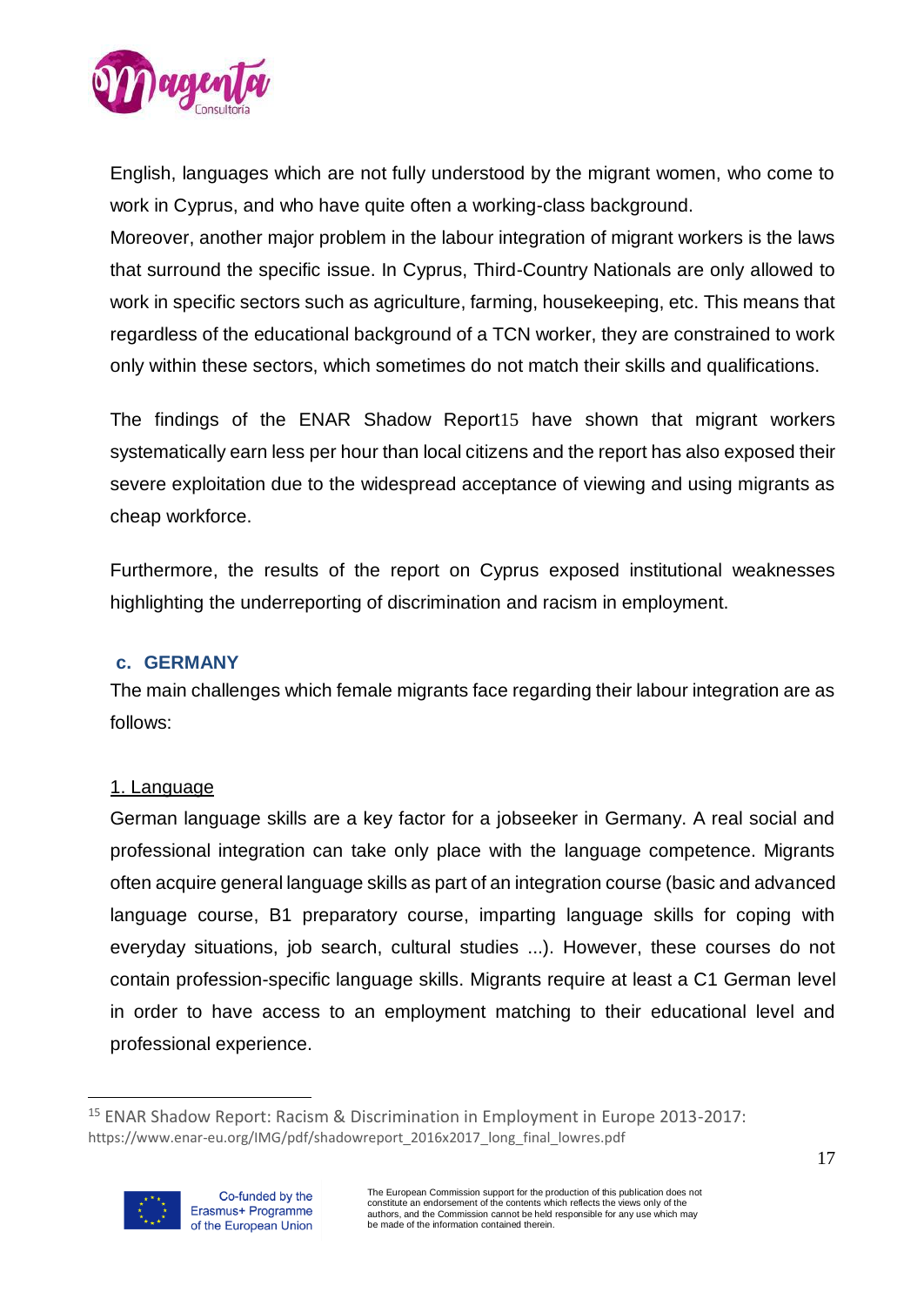English, languages which are not fully understood by the migrant women, who come to work in Cyprus, and who have quite often a working-class background.
Moreover, another major problem in the labour integration of migrant workers is the laws that surround the specific issue. In Cyprus, Third-Country Nationals are only allowed to work in specific sectors such as agriculture, farming, housekeeping, etc. This means that regardless of the educational background of a TCN worker, they are constrained to work only within these sectors, which sometimes do not match their skills and qualifications.

The findings of the ENAR Shadow Report[15] have shown that migrant workers systematically earn less per hour than local citizens and the report has also exposed their severe exploitation due to the widespread acceptance of viewing and using migrants as cheap workforce.

Furthermore, the results of the report on Cyprus exposed institutional weaknesses highlighting the underreporting of discrimination and racism in employment.

### c. GERMANY

The main challenges which female migrants face regarding their labour integration are as follows:

1. Language

German language skills are a key factor for a jobseeker in Germany. A real social and professional integration can take only place with the language competence. Migrants often acquire general language skills as part of an integration course (basic and advanced language course, B1 preparatory course, imparting language skills for coping with everyday situations, job search, cultural studies ...). However, these courses do not contain profession-specific language skills. Migrants require at least a C1 German level in order to have access to an employment matching to their educational level and professional experience.

[15] ENAR Shadow Report: Racism & Discrimination in Employment in Europe 2013-2017: https://www.enar-eu.org/IMG/pdf/shadowreport_2016x2017_long_final_lowres.pdf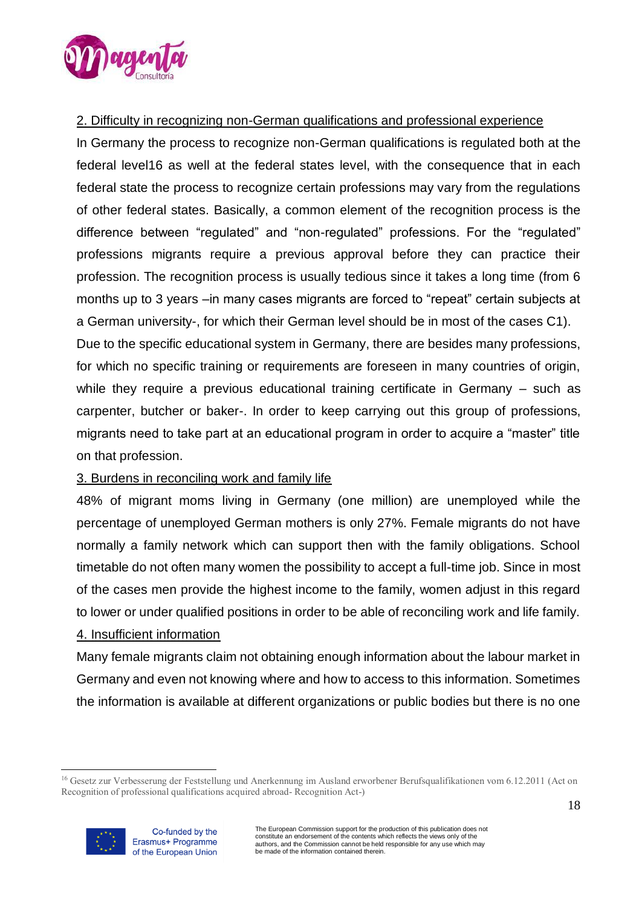2. Difficulty in recognizing non-German qualifications and professional experience

In Germany the process to recognize non-German qualifications is regulated both at the federal level[16] as well at the federal states level, with the consequence that in each federal state the process to recognize certain professions may vary from the regulations of other federal states. Basically, a common element of the recognition process is the difference between "regulated" and "non-regulated" professions. For the "regulated" professions migrants require a previous approval before they can practice their profession. The recognition process is usually tedious since it takes a long time (from 6 months up to 3 years –in many cases migrants are forced to "repeat" certain subjects at a German university-, for which their German level should be in most of the cases C1).

Due to the specific educational system in Germany, there are besides many professions, for which no specific training or requirements are foreseen in many countries of origin, while they require a previous educational training certificate in Germany – such as carpenter, butcher or baker-. In order to keep carrying out this group of professions, migrants need to take part at an educational program in order to acquire a "master" title on that profession.

3. Burdens in reconciling work and family life

48% of migrant moms living in Germany (one million) are unemployed while the percentage of unemployed German mothers is only 27%. Female migrants do not have normally a family network which can support then with the family obligations. School timetable do not often many women the possibility to accept a full-time job. Since in most of the cases men provide the highest income to the family, women adjust in this regard to lower or under qualified positions in order to be able of reconciling work and life family.

4. Insufficient information

Many female migrants claim not obtaining enough information about the labour market in Germany and even not knowing where and how to access to this information. Sometimes the information is available at different organizations or public bodies but there is no one

[16] Gesetz zur Verbesserung der Feststellung und Anerkennung im Ausland erworbener Berufsqualifikationen vom 6.12.2011 (Act on Recognition of professional qualifications acquired abroad- Recognition Act-)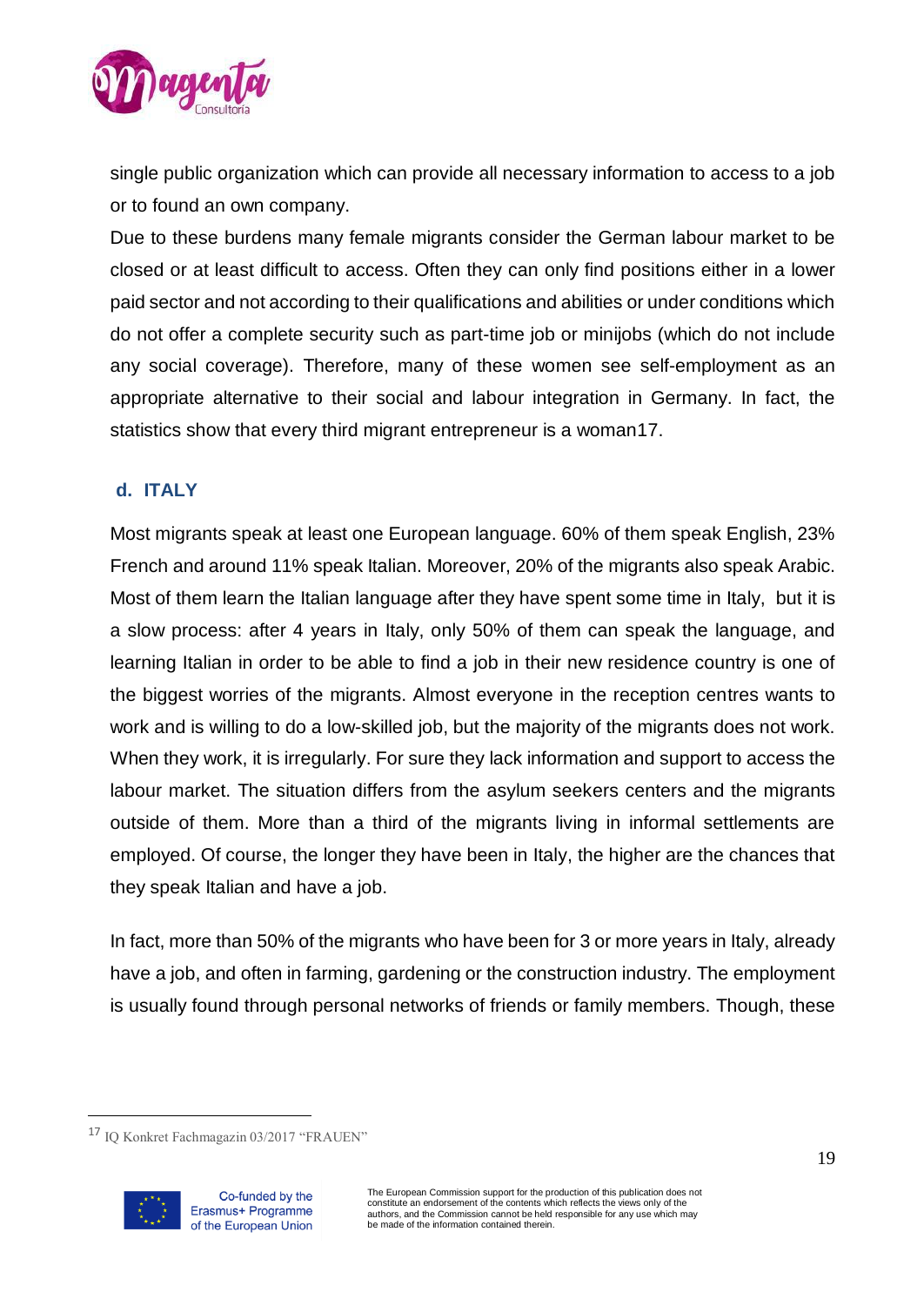single public organization which can provide all necessary information to access to a job or to found an own company.

Due to these burdens many female migrants consider the German labour market to be closed or at least difficult to access. Often they can only find positions either in a lower paid sector and not according to their qualifications and abilities or under conditions which do not offer a complete security such as part-time job or minijobs (which do not include any social coverage). Therefore, many of these women see self-employment as an appropriate alternative to their social and labour integration in Germany. In fact, the statistics show that every third migrant entrepreneur is a woman[17].

### d. ITALY

Most migrants speak at least one European language. 60% of them speak English, 23% French and around 11% speak Italian. Moreover, 20% of the migrants also speak Arabic. Most of them learn the Italian language after they have spent some time in Italy, but it is a slow process: after 4 years in Italy, only 50% of them can speak the language, and learning Italian in order to be able to find a job in their new residence country is one of the biggest worries of the migrants. Almost everyone in the reception centres wants to work and is willing to do a low-skilled job, but the majority of the migrants does not work. When they work, it is irregularly. For sure they lack information and support to access the labour market. The situation differs from the asylum seekers centers and the migrants outside of them. More than a third of the migrants living in informal settlements are employed. Of course, the longer they have been in Italy, the higher are the chances that they speak Italian and have a job.

In fact, more than 50% of the migrants who have been for 3 or more years in Italy, already have a job, and often in farming, gardening or the construction industry. The employment is usually found through personal networks of friends or family members. Though, these

[17] IQ Konkret Fachmagazin 03/2017 "FRAUEN"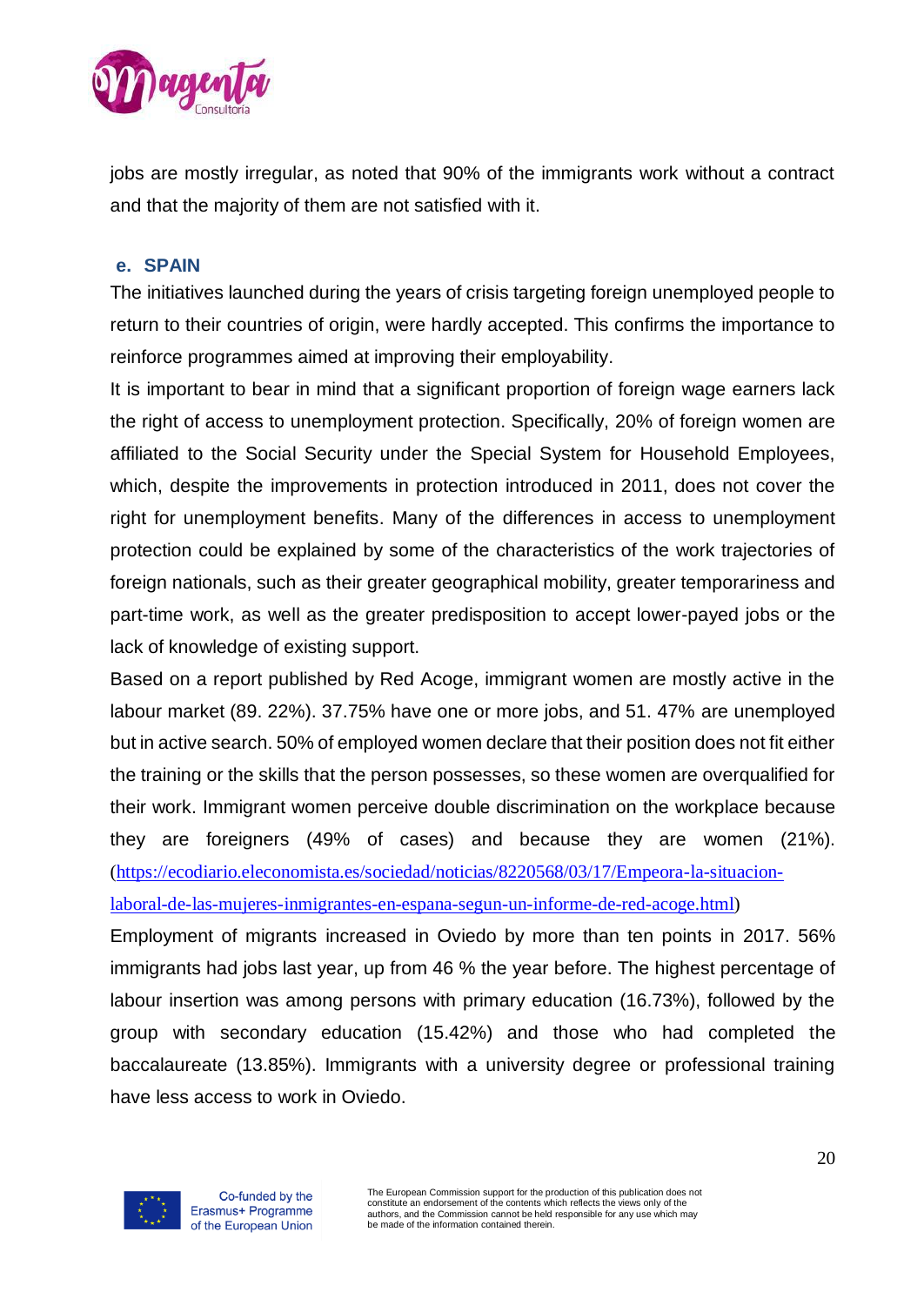jobs are mostly irregular, as noted that 90% of the immigrants work without a contract and that the majority of them are not satisfied with it.

### e. SPAIN

The initiatives launched during the years of crisis targeting foreign unemployed people to return to their countries of origin, were hardly accepted. This confirms the importance to reinforce programmes aimed at improving their employability.

It is important to bear in mind that a significant proportion of foreign wage earners lack the right of access to unemployment protection. Specifically, 20% of foreign women are affiliated to the Social Security under the Special System for Household Employees, which, despite the improvements in protection introduced in 2011, does not cover the right for unemployment benefits. Many of the differences in access to unemployment protection could be explained by some of the characteristics of the work trajectories of foreign nationals, such as their greater geographical mobility, greater temporariness and part-time work, as well as the greater predisposition to accept lower-payed jobs or the lack of knowledge of existing support.

Based on a report published by Red Acoge, immigrant women are mostly active in the labour market (89. 22%). 37.75% have one or more jobs, and 51. 47% are unemployed but in active search. 50% of employed women declare that their position does not fit either the training or the skills that the person possesses, so these women are overqualified for their work. Immigrant women perceive double discrimination on the workplace because they are foreigners (49% of cases) and because they are women (21%). (https://ecodiario.eleconomista.es/sociedad/noticias/8220568/03/17/Empeora-la-situacion-laboral-de-las-mujeres-inmigrantes-en-espana-segun-un-informe-de-red-acoge.html)

Employment of migrants increased in Oviedo by more than ten points in 2017. 56% immigrants had jobs last year, up from 46 % the year before. The highest percentage of labour insertion was among persons with primary education (16.73%), followed by the group with secondary education (15.42%) and those who had completed the baccalaureate (13.85%). Immigrants with a university degree or professional training have less access to work in Oviedo.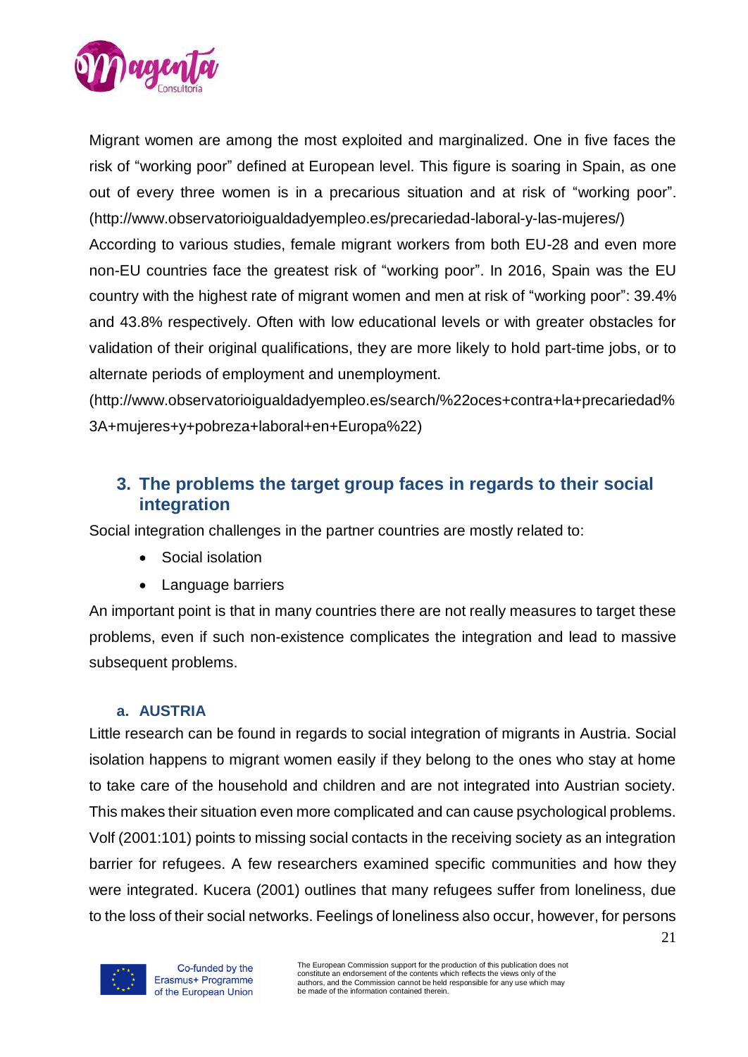Migrant women are among the most exploited and marginalized. One in five faces the risk of "working poor" defined at European level. This figure is soaring in Spain, as one out of every three women is in a precarious situation and at risk of "working poor". (http://www.observatorioigualdadyempleo.es/precariedad-laboral-y-las-mujeres/)

According to various studies, female migrant workers from both EU-28 and even more non-EU countries face the greatest risk of "working poor". In 2016, Spain was the EU country with the highest rate of migrant women and men at risk of "working poor": 39.4% and 43.8% respectively. Often with low educational levels or with greater obstacles for validation of their original qualifications, they are more likely to hold part-time jobs, or to alternate periods of employment and unemployment.

(http://www.observatorioigualdadyempleo.es/search/%22oces+contra+la+precariedad%3A+mujeres+y+pobreza+laboral+en+Europa%22)

## 3. The problems the target group faces in regards to their social integration

Social integration challenges in the partner countries are mostly related to:

- Social isolation
- Language barriers

An important point is that in many countries there are not really measures to target these problems, even if such non-existence complicates the integration and lead to massive subsequent problems.

### a. AUSTRIA

Little research can be found in regards to social integration of migrants in Austria. Social isolation happens to migrant women easily if they belong to the ones who stay at home to take care of the household and children and are not integrated into Austrian society. This makes their situation even more complicated and can cause psychological problems. Volf (2001:101) points to missing social contacts in the receiving society as an integration barrier for refugees. A few researchers examined specific communities and how they were integrated. Kucera (2001) outlines that many refugees suffer from loneliness, due to the loss of their social networks. Feelings of loneliness also occur, however, for persons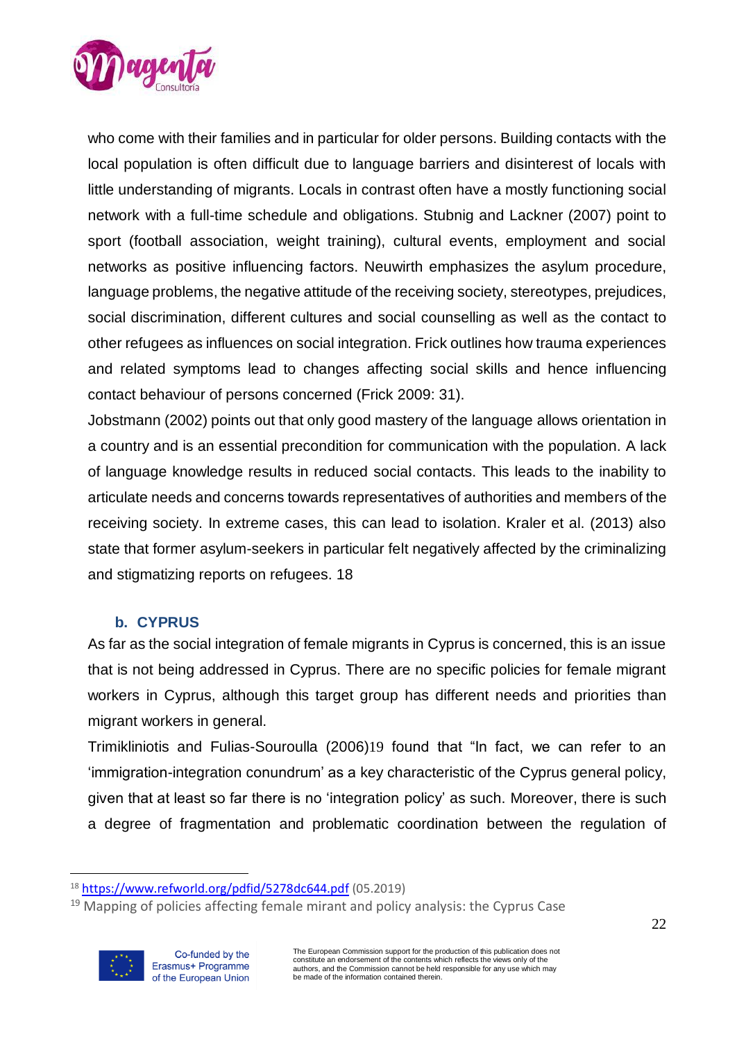who come with their families and in particular for older persons. Building contacts with the local population is often difficult due to language barriers and disinterest of locals with little understanding of migrants. Locals in contrast often have a mostly functioning social network with a full-time schedule and obligations. Stubnig and Lackner (2007) point to sport (football association, weight training), cultural events, employment and social networks as positive influencing factors. Neuwirth emphasizes the asylum procedure, language problems, the negative attitude of the receiving society, stereotypes, prejudices, social discrimination, different cultures and social counselling as well as the contact to other refugees as influences on social integration. Frick outlines how trauma experiences and related symptoms lead to changes affecting social skills and hence influencing contact behaviour of persons concerned (Frick 2009: 31).

Jobstmann (2002) points out that only good mastery of the language allows orientation in a country and is an essential precondition for communication with the population. A lack of language knowledge results in reduced social contacts. This leads to the inability to articulate needs and concerns towards representatives of authorities and members of the receiving society. In extreme cases, this can lead to isolation. Kraler et al. (2013) also state that former asylum-seekers in particular felt negatively affected by the criminalizing and stigmatizing reports on refugees. 18

### b. CYPRUS

As far as the social integration of female migrants in Cyprus is concerned, this is an issue that is not being addressed in Cyprus. There are no specific policies for female migrant workers in Cyprus, although this target group has different needs and priorities than migrant workers in general.

Trimikliniotis and Fulias-Souroulla (2006)19 found that "In fact, we can refer to an 'immigration-integration conundrum' as a key characteristic of the Cyprus general policy, given that at least so far there is no 'integration policy' as such. Moreover, there is such a degree of fragmentation and problematic coordination between the regulation of

---

[18] https://www.refworld.org/pdfid/5278dc644.pdf (05.2019)

[19] Mapping of policies affecting female mirant and policy analysis: the Cyprus Case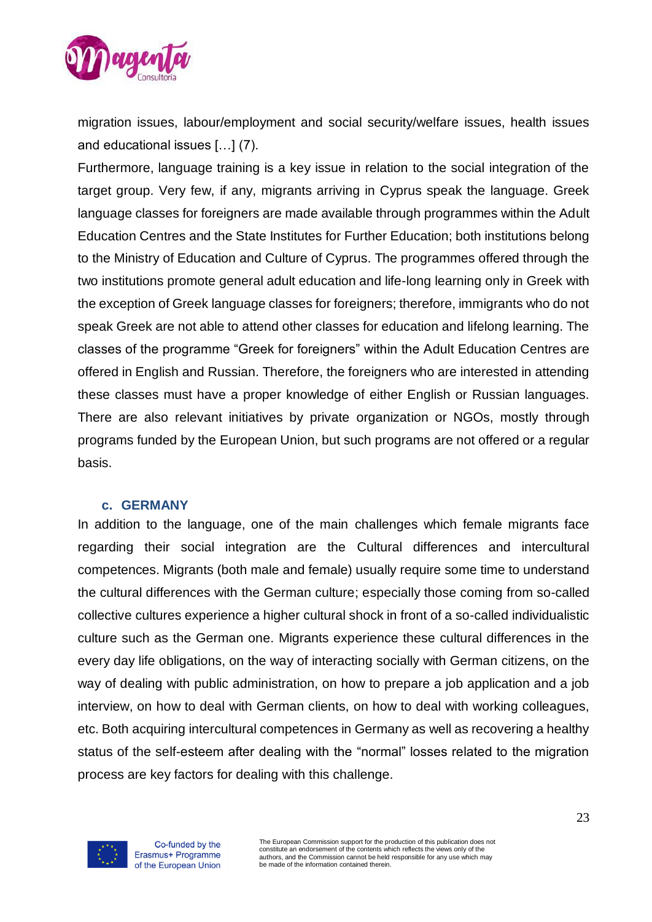migration issues, labour/employment and social security/welfare issues, health issues and educational issues […] (7).

Furthermore, language training is a key issue in relation to the social integration of the target group. Very few, if any, migrants arriving in Cyprus speak the language. Greek language classes for foreigners are made available through programmes within the Adult Education Centres and the State Institutes for Further Education; both institutions belong to the Ministry of Education and Culture of Cyprus. The programmes offered through the two institutions promote general adult education and life-long learning only in Greek with the exception of Greek language classes for foreigners; therefore, immigrants who do not speak Greek are not able to attend other classes for education and lifelong learning. The classes of the programme "Greek for foreigners" within the Adult Education Centres are offered in English and Russian. Therefore, the foreigners who are interested in attending these classes must have a proper knowledge of either English or Russian languages. There are also relevant initiatives by private organization or NGOs, mostly through programs funded by the European Union, but such programs are not offered or a regular basis.

### c. GERMANY

In addition to the language, one of the main challenges which female migrants face regarding their social integration are the Cultural differences and intercultural competences. Migrants (both male and female) usually require some time to understand the cultural differences with the German culture; especially those coming from so-called collective cultures experience a higher cultural shock in front of a so-called individualistic culture such as the German one. Migrants experience these cultural differences in the every day life obligations, on the way of interacting socially with German citizens, on the way of dealing with public administration, on how to prepare a job application and a job interview, on how to deal with German clients, on how to deal with working colleagues, etc. Both acquiring intercultural competences in Germany as well as recovering a healthy status of the self-esteem after dealing with the "normal" losses related to the migration process are key factors for dealing with this challenge.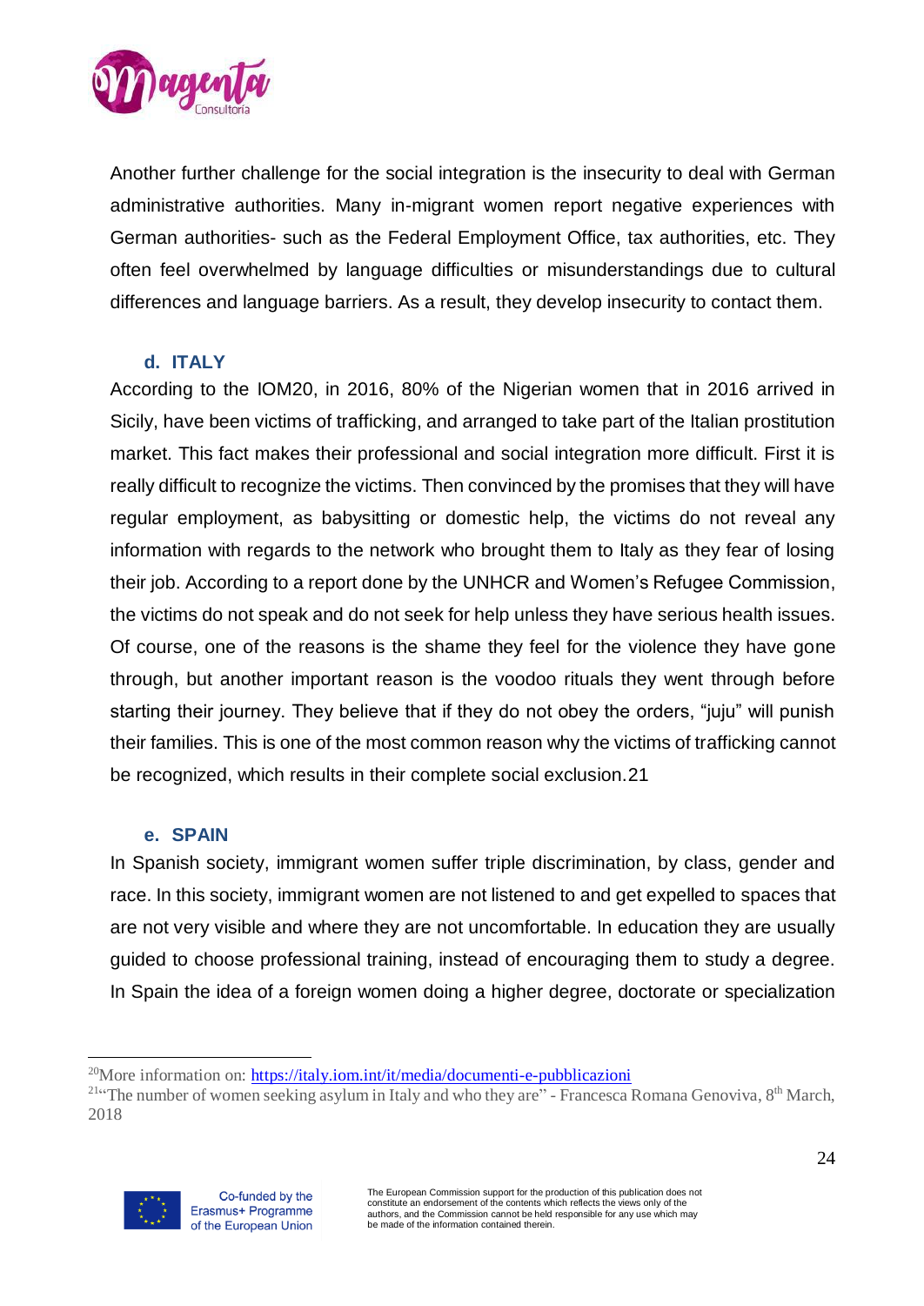Another further challenge for the social integration is the insecurity to deal with German administrative authorities. Many in-migrant women report negative experiences with German authorities- such as the Federal Employment Office, tax authorities, etc. They often feel overwhelmed by language difficulties or misunderstandings due to cultural differences and language barriers. As a result, they develop insecurity to contact them.

### d. ITALY

According to the IOM20, in 2016, 80% of the Nigerian women that in 2016 arrived in Sicily, have been victims of trafficking, and arranged to take part of the Italian prostitution market. This fact makes their professional and social integration more difficult. First it is really difficult to recognize the victims. Then convinced by the promises that they will have regular employment, as babysitting or domestic help, the victims do not reveal any information with regards to the network who brought them to Italy as they fear of losing their job. According to a report done by the UNHCR and Women's Refugee Commission, the victims do not speak and do not seek for help unless they have serious health issues. Of course, one of the reasons is the shame they feel for the violence they have gone through, but another important reason is the voodoo rituals they went through before starting their journey. They believe that if they do not obey the orders, "juju" will punish their families. This is one of the most common reason why the victims of trafficking cannot be recognized, which results in their complete social exclusion.21

### e. SPAIN

In Spanish society, immigrant women suffer triple discrimination, by class, gender and race. In this society, immigrant women are not listened to and get expelled to spaces that are not very visible and where they are not uncomfortable. In education they are usually guided to choose professional training, instead of encouraging them to study a degree. In Spain the idea of a foreign women doing a higher degree, doctorate or specialization

---

[20] More information on: https://italy.iom.int/it/media/documenti-e-pubblicazioni

[21] "The number of women seeking asylum in Italy and who they are" - Francesca Romana Genoviva, 8th March, 2018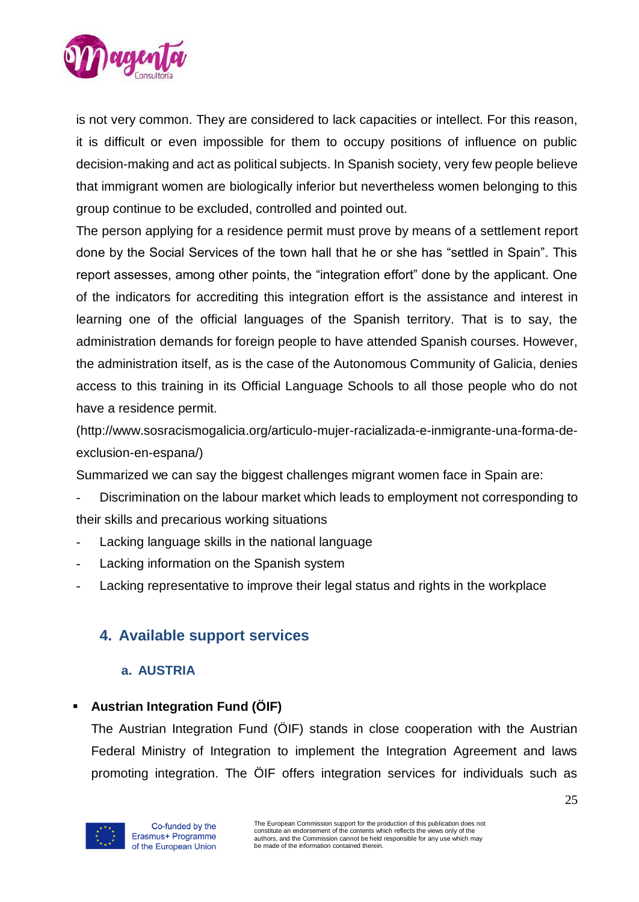is not very common. They are considered to lack capacities or intellect. For this reason, it is difficult or even impossible for them to occupy positions of influence on public decision-making and act as political subjects. In Spanish society, very few people believe that immigrant women are biologically inferior but nevertheless women belonging to this group continue to be excluded, controlled and pointed out.

The person applying for a residence permit must prove by means of a settlement report done by the Social Services of the town hall that he or she has "settled in Spain". This report assesses, among other points, the "integration effort" done by the applicant. One of the indicators for accrediting this integration effort is the assistance and interest in learning one of the official languages of the Spanish territory. That is to say, the administration demands for foreign people to have attended Spanish courses. However, the administration itself, as is the case of the Autonomous Community of Galicia, denies access to this training in its Official Language Schools to all those people who do not have a residence permit.

(http://www.sosracismogalicia.org/articulo-mujer-racializada-e-inmigrante-una-forma-de-exclusion-en-espana/)

Summarized we can say the biggest challenges migrant women face in Spain are:

- Discrimination on the labour market which leads to employment not corresponding to their skills and precarious working situations
- Lacking language skills in the national language
- Lacking information on the Spanish system
- Lacking representative to improve their legal status and rights in the workplace

## 4. Available support services

### a. AUSTRIA

- **Austrian Integration Fund (ÖIF)**

  The Austrian Integration Fund (ÖIF) stands in close cooperation with the Austrian Federal Ministry of Integration to implement the Integration Agreement and laws promoting integration. The ÖIF offers integration services for individuals such as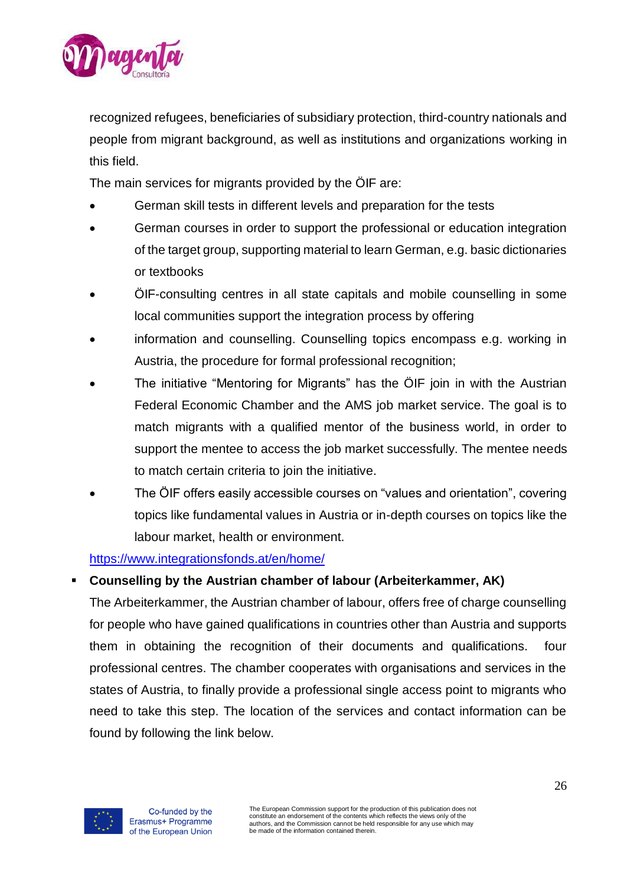recognized refugees, beneficiaries of subsidiary protection, third-country nationals and people from migrant background, as well as institutions and organizations working in this field.

The main services for migrants provided by the ÖIF are:

- German skill tests in different levels and preparation for the tests
- German courses in order to support the professional or education integration of the target group, supporting material to learn German, e.g. basic dictionaries or textbooks
- ÖIF-consulting centres in all state capitals and mobile counselling in some local communities support the integration process by offering
- information and counselling. Counselling topics encompass e.g. working in Austria, the procedure for formal professional recognition;
- The initiative "Mentoring for Migrants" has the ÖIF join in with the Austrian Federal Economic Chamber and the AMS job market service. The goal is to match migrants with a qualified mentor of the business world, in order to support the mentee to access the job market successfully. The mentee needs to match certain criteria to join the initiative.
- The ÖIF offers easily accessible courses on "values and orientation", covering topics like fundamental values in Austria or in-depth courses on topics like the labour market, health or environment.

https://www.integrationsfonds.at/en/home/

- **Counselling by the Austrian chamber of labour (Arbeiterkammer, AK)**

  The Arbeiterkammer, the Austrian chamber of labour, offers free of charge counselling for people who have gained qualifications in countries other than Austria and supports them in obtaining the recognition of their documents and qualifications. four professional centres. The chamber cooperates with organisations and services in the states of Austria, to finally provide a professional single access point to migrants who need to take this step. The location of the services and contact information can be found by following the link below.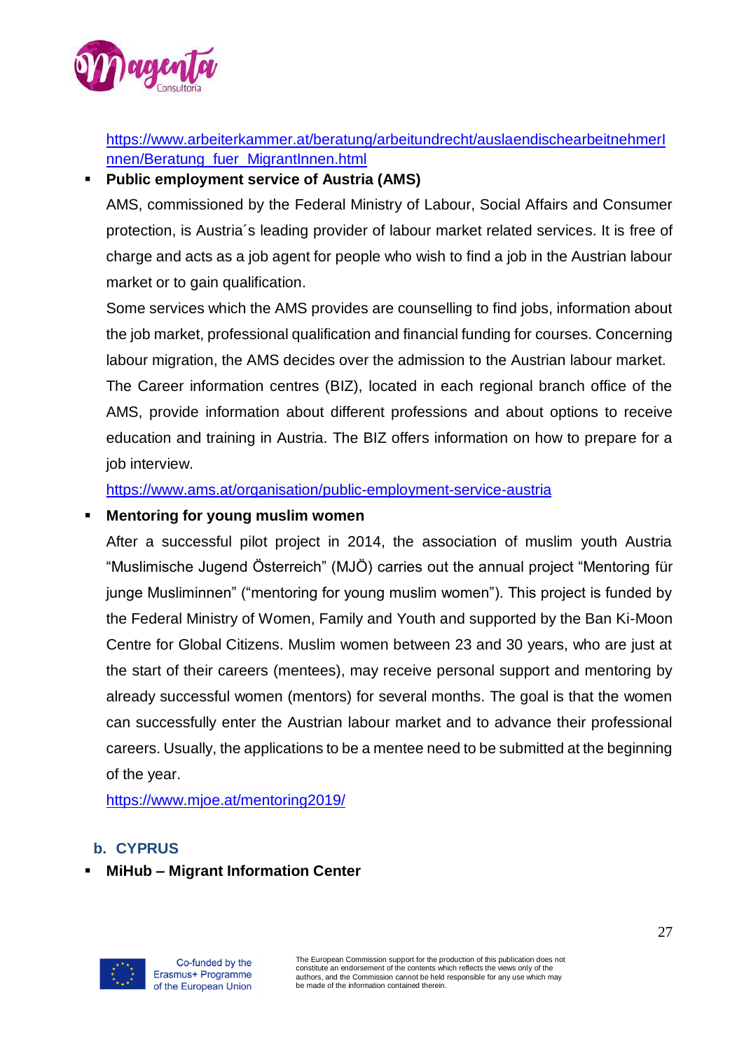https://www.arbeiterkammer.at/beratung/arbeitundrecht/auslaendischearbeitnehmerInnen/Beratung_fuer_MigrantInnen.html

- **Public employment service of Austria (AMS)**

  AMS, commissioned by the Federal Ministry of Labour, Social Affairs and Consumer protection, is Austria´s leading provider of labour market related services. It is free of charge and acts as a job agent for people who wish to find a job in the Austrian labour market or to gain qualification.

  Some services which the AMS provides are counselling to find jobs, information about the job market, professional qualification and financial funding for courses. Concerning labour migration, the AMS decides over the admission to the Austrian labour market. The Career information centres (BIZ), located in each regional branch office of the AMS, provide information about different professions and about options to receive education and training in Austria. The BIZ offers information on how to prepare for a job interview.

  https://www.ams.at/organisation/public-employment-service-austria

- **Mentoring for young muslim women**

  After a successful pilot project in 2014, the association of muslim youth Austria "Muslimische Jugend Österreich" (MJÖ) carries out the annual project "Mentoring für junge Musliminnen" ("mentoring for young muslim women"). This project is funded by the Federal Ministry of Women, Family and Youth and supported by the Ban Ki-Moon Centre for Global Citizens. Muslim women between 23 and 30 years, who are just at the start of their careers (mentees), may receive personal support and mentoring by already successful women (mentors) for several months. The goal is that the women can successfully enter the Austrian labour market and to advance their professional careers. Usually, the applications to be a mentee need to be submitted at the beginning of the year.

  https://www.mjoe.at/mentoring2019/

### b. CYPRUS

- **MiHub – Migrant Information Center**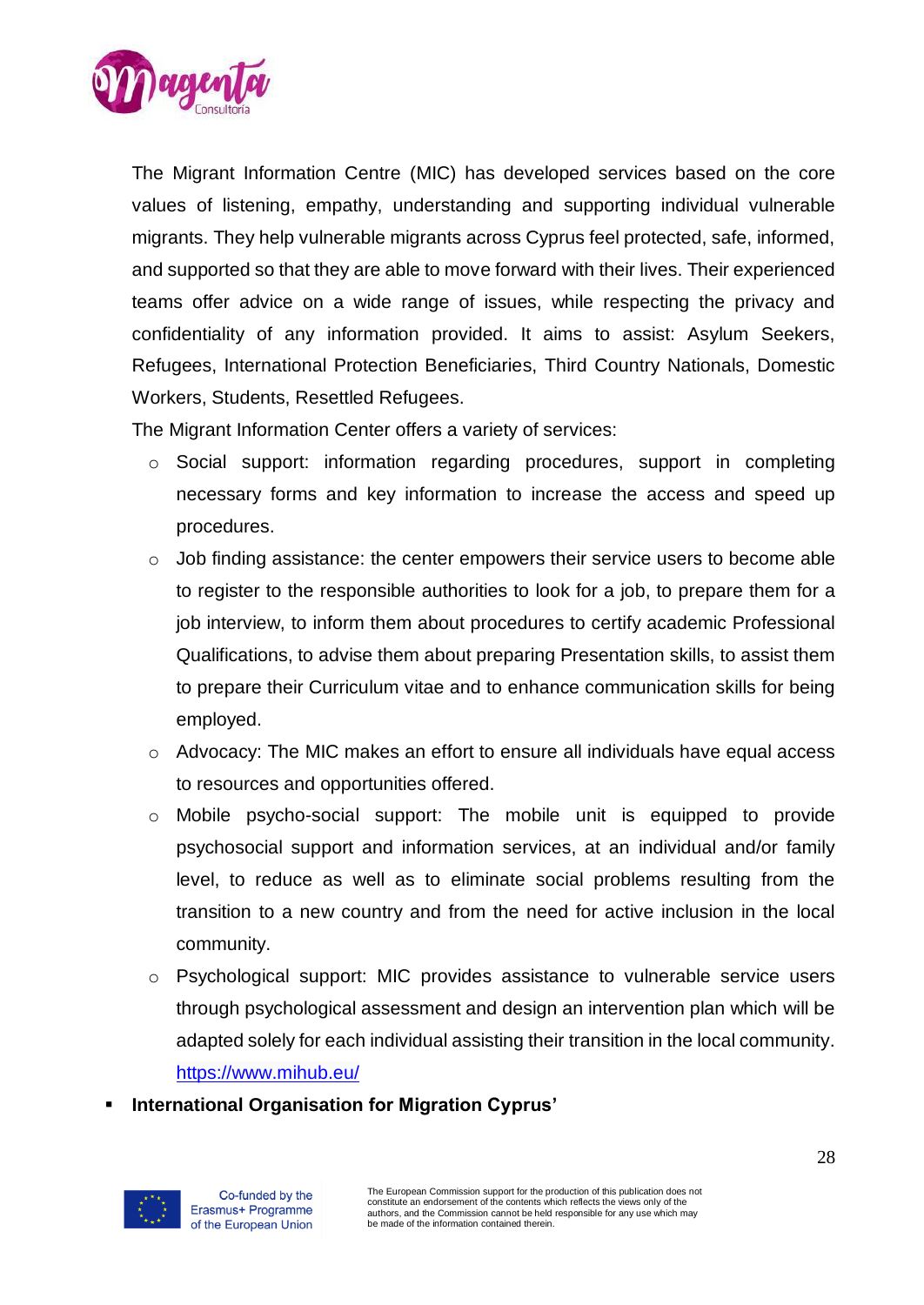The Migrant Information Centre (MIC) has developed services based on the core values of listening, empathy, understanding and supporting individual vulnerable migrants. They help vulnerable migrants across Cyprus feel protected, safe, informed, and supported so that they are able to move forward with their lives. Their experienced teams offer advice on a wide range of issues, while respecting the privacy and confidentiality of any information provided. It aims to assist: Asylum Seekers, Refugees, International Protection Beneficiaries, Third Country Nationals, Domestic Workers, Students, Resettled Refugees.

The Migrant Information Center offers a variety of services:

- Social support: information regarding procedures, support in completing necessary forms and key information to increase the access and speed up procedures.
- Job finding assistance: the center empowers their service users to become able to register to the responsible authorities to look for a job, to prepare them for a job interview, to inform them about procedures to certify academic Professional Qualifications, to advise them about preparing Presentation skills, to assist them to prepare their Curriculum vitae and to enhance communication skills for being employed.
- Advocacy: The MIC makes an effort to ensure all individuals have equal access to resources and opportunities offered.
- Mobile psycho-social support: The mobile unit is equipped to provide psychosocial support and information services, at an individual and/or family level, to reduce as well as to eliminate social problems resulting from the transition to a new country and from the need for active inclusion in the local community.
- Psychological support: MIC provides assistance to vulnerable service users through psychological assessment and design an intervention plan which will be adapted solely for each individual assisting their transition in the local community. https://www.mihub.eu/

- **International Organisation for Migration Cyprus'**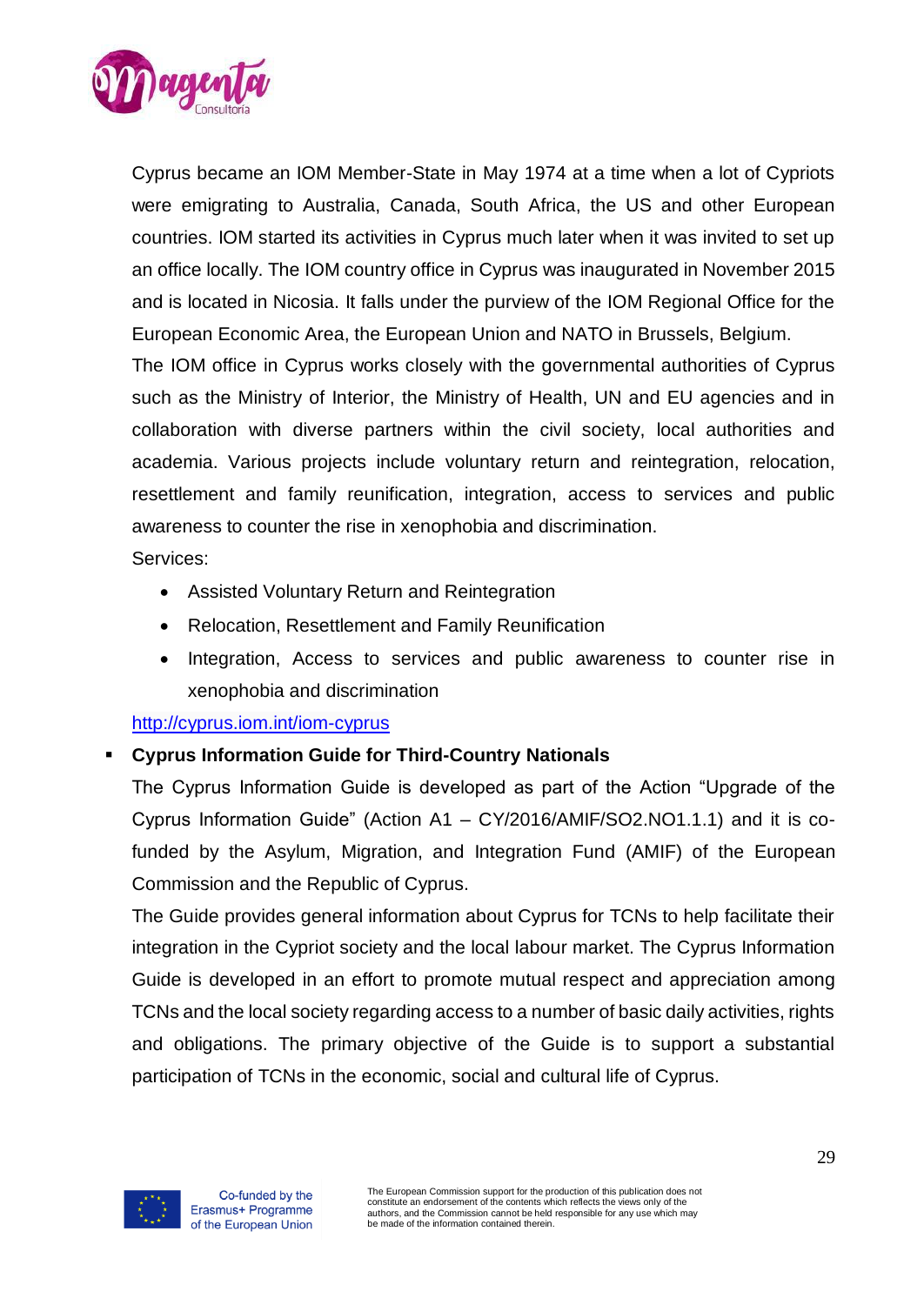Cyprus became an IOM Member-State in May 1974 at a time when a lot of Cypriots were emigrating to Australia, Canada, South Africa, the US and other European countries. IOM started its activities in Cyprus much later when it was invited to set up an office locally. The IOM country office in Cyprus was inaugurated in November 2015 and is located in Nicosia. It falls under the purview of the IOM Regional Office for the European Economic Area, the European Union and NATO in Brussels, Belgium.

The IOM office in Cyprus works closely with the governmental authorities of Cyprus such as the Ministry of Interior, the Ministry of Health, UN and EU agencies and in collaboration with diverse partners within the civil society, local authorities and academia. Various projects include voluntary return and reintegration, relocation, resettlement and family reunification, integration, access to services and public awareness to counter the rise in xenophobia and discrimination.

Services:

- Assisted Voluntary Return and Reintegration
- Relocation, Resettlement and Family Reunification
- Integration, Access to services and public awareness to counter rise in xenophobia and discrimination

http://cyprus.iom.int/iom-cyprus

- **Cyprus Information Guide for Third-Country Nationals**

  The Cyprus Information Guide is developed as part of the Action "Upgrade of the Cyprus Information Guide" (Action A1 – CY/2016/AMIF/SO2.NO1.1.1) and it is co-funded by the Asylum, Migration, and Integration Fund (AMIF) of the European Commission and the Republic of Cyprus.

  The Guide provides general information about Cyprus for TCNs to help facilitate their integration in the Cypriot society and the local labour market. The Cyprus Information Guide is developed in an effort to promote mutual respect and appreciation among TCNs and the local society regarding access to a number of basic daily activities, rights and obligations. The primary objective of the Guide is to support a substantial participation of TCNs in the economic, social and cultural life of Cyprus.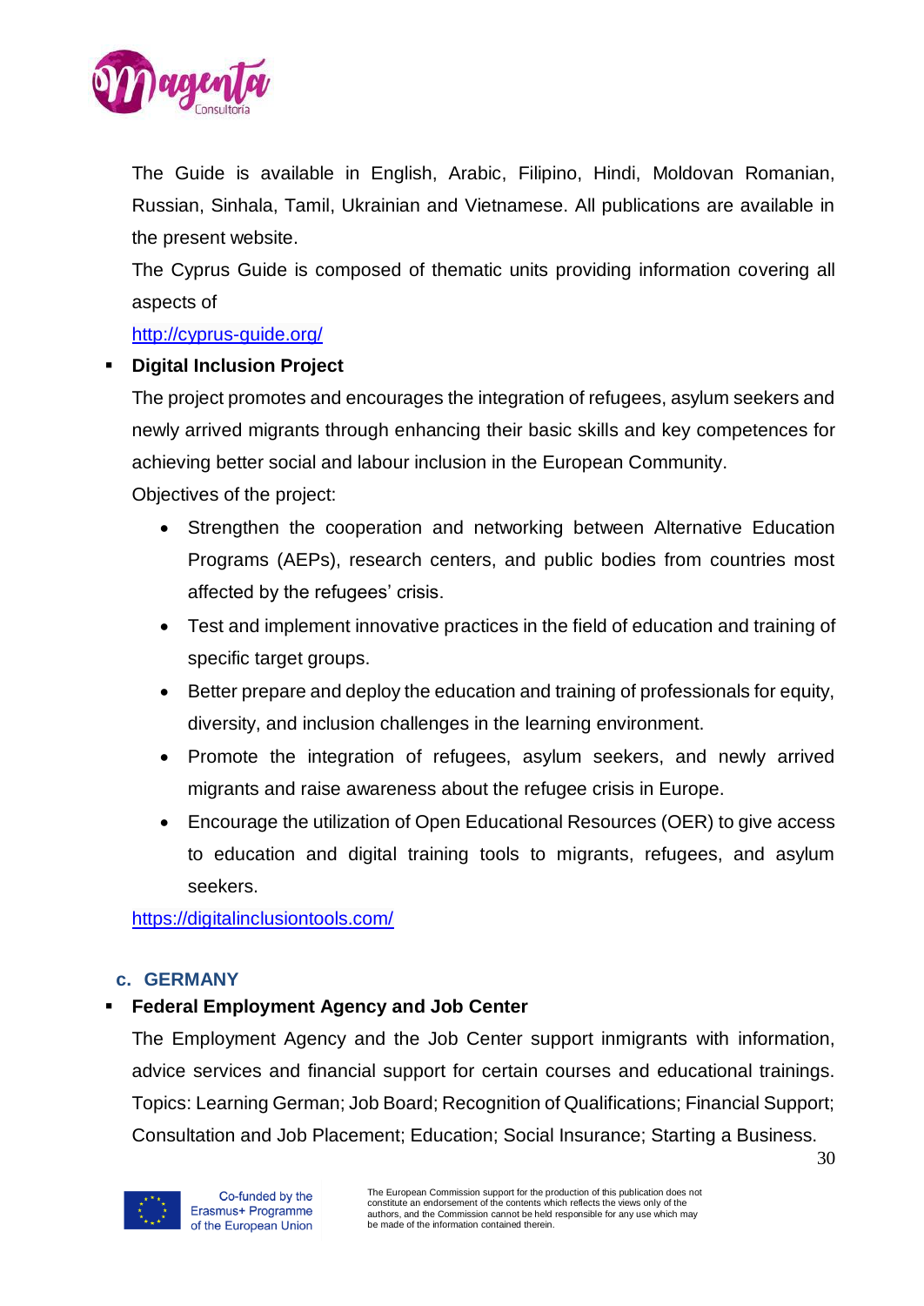The Guide is available in English, Arabic, Filipino, Hindi, Moldovan Romanian, Russian, Sinhala, Tamil, Ukrainian and Vietnamese. All publications are available in the present website.

The Cyprus Guide is composed of thematic units providing information covering all aspects of

http://cyprus-guide.org/

- **Digital Inclusion Project**

  The project promotes and encourages the integration of refugees, asylum seekers and newly arrived migrants through enhancing their basic skills and key competences for achieving better social and labour inclusion in the European Community.

  Objectives of the project:

  - Strengthen the cooperation and networking between Alternative Education Programs (AEPs), research centers, and public bodies from countries most affected by the refugees' crisis.
  - Test and implement innovative practices in the field of education and training of specific target groups.
  - Better prepare and deploy the education and training of professionals for equity, diversity, and inclusion challenges in the learning environment.
  - Promote the integration of refugees, asylum seekers, and newly arrived migrants and raise awareness about the refugee crisis in Europe.
  - Encourage the utilization of Open Educational Resources (OER) to give access to education and digital training tools to migrants, refugees, and asylum seekers.

  https://digitalinclusiontools.com/

### c. GERMANY

- **Federal Employment Agency and Job Center**

  The Employment Agency and the Job Center support inmigrants with information, advice services and financial support for certain courses and educational trainings. Topics: Learning German; Job Board; Recognition of Qualifications; Financial Support; Consultation and Job Placement; Education; Social Insurance; Starting a Business.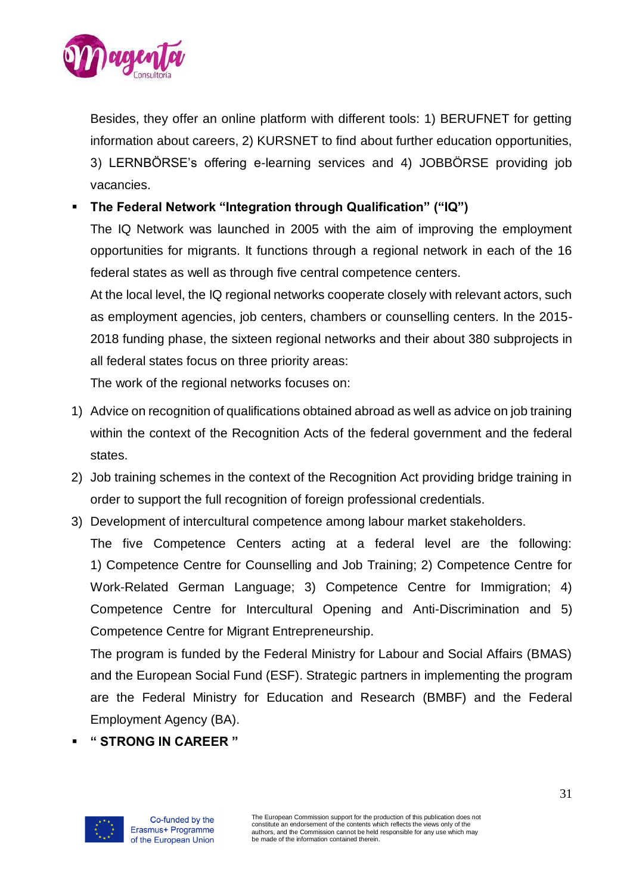Besides, they offer an online platform with different tools: 1) BERUFNET for getting information about careers, 2) KURSNET to find about further education opportunities, 3) LERNBÖRSE's offering e-learning services and 4) JOBBÖRSE providing job vacancies.

- **The Federal Network "Integration through Qualification" ("IQ")**

  The IQ Network was launched in 2005 with the aim of improving the employment opportunities for migrants. It functions through a regional network in each of the 16 federal states as well as through five central competence centers.

  At the local level, the IQ regional networks cooperate closely with relevant actors, such as employment agencies, job centers, chambers or counselling centers. In the 2015-2018 funding phase, the sixteen regional networks and their about 380 subprojects in all federal states focus on three priority areas:

  The work of the regional networks focuses on:

1) Advice on recognition of qualifications obtained abroad as well as advice on job training within the context of the Recognition Acts of the federal government and the federal states.
2) Job training schemes in the context of the Recognition Act providing bridge training in order to support the full recognition of foreign professional credentials.
3) Development of intercultural competence among labour market stakeholders.

   The five Competence Centers acting at a federal level are the following: 1) Competence Centre for Counselling and Job Training; 2) Competence Centre for Work-Related German Language; 3) Competence Centre for Immigration; 4) Competence Centre for Intercultural Opening and Anti-Discrimination and 5) Competence Centre for Migrant Entrepreneurship.

   The program is funded by the Federal Ministry for Labour and Social Affairs (BMAS) and the European Social Fund (ESF). Strategic partners in implementing the program are the Federal Ministry for Education and Research (BMBF) and the Federal Employment Agency (BA).

- **" STRONG IN CAREER "**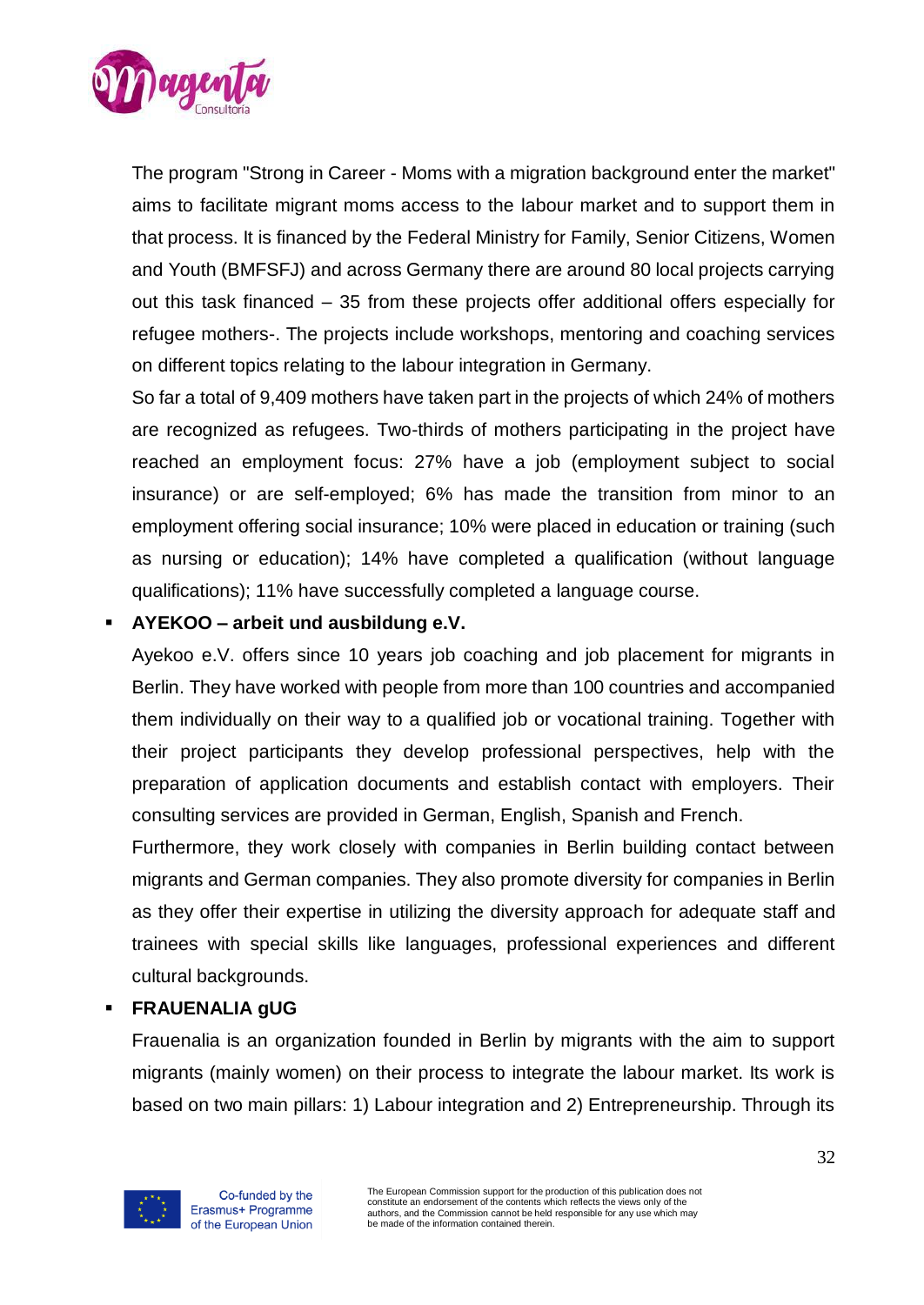The program "Strong in Career - Moms with a migration background enter the market" aims to facilitate migrant moms access to the labour market and to support them in that process. It is financed by the Federal Ministry for Family, Senior Citizens, Women and Youth (BMFSFJ) and across Germany there are around 80 local projects carrying out this task financed – 35 from these projects offer additional offers especially for refugee mothers-. The projects include workshops, mentoring and coaching services on different topics relating to the labour integration in Germany.

So far a total of 9,409 mothers have taken part in the projects of which 24% of mothers are recognized as refugees. Two-thirds of mothers participating in the project have reached an employment focus: 27% have a job (employment subject to social insurance) or are self-employed; 6% has made the transition from minor to an employment offering social insurance; 10% were placed in education or training (such as nursing or education); 14% have completed a qualification (without language qualifications); 11% have successfully completed a language course.

- **AYEKOO – arbeit und ausbildung e.V.**

  Ayekoo e.V. offers since 10 years job coaching and job placement for migrants in Berlin. They have worked with people from more than 100 countries and accompanied them individually on their way to a qualified job or vocational training. Together with their project participants they develop professional perspectives, help with the preparation of application documents and establish contact with employers. Their consulting services are provided in German, English, Spanish and French.

  Furthermore, they work closely with companies in Berlin building contact between migrants and German companies. They also promote diversity for companies in Berlin as they offer their expertise in utilizing the diversity approach for adequate staff and trainees with special skills like languages, professional experiences and different cultural backgrounds.

- **FRAUENALIA gUG**

  Frauenalia is an organization founded in Berlin by migrants with the aim to support migrants (mainly women) on their process to integrate the labour market. Its work is based on two main pillars: 1) Labour integration and 2) Entrepreneurship. Through its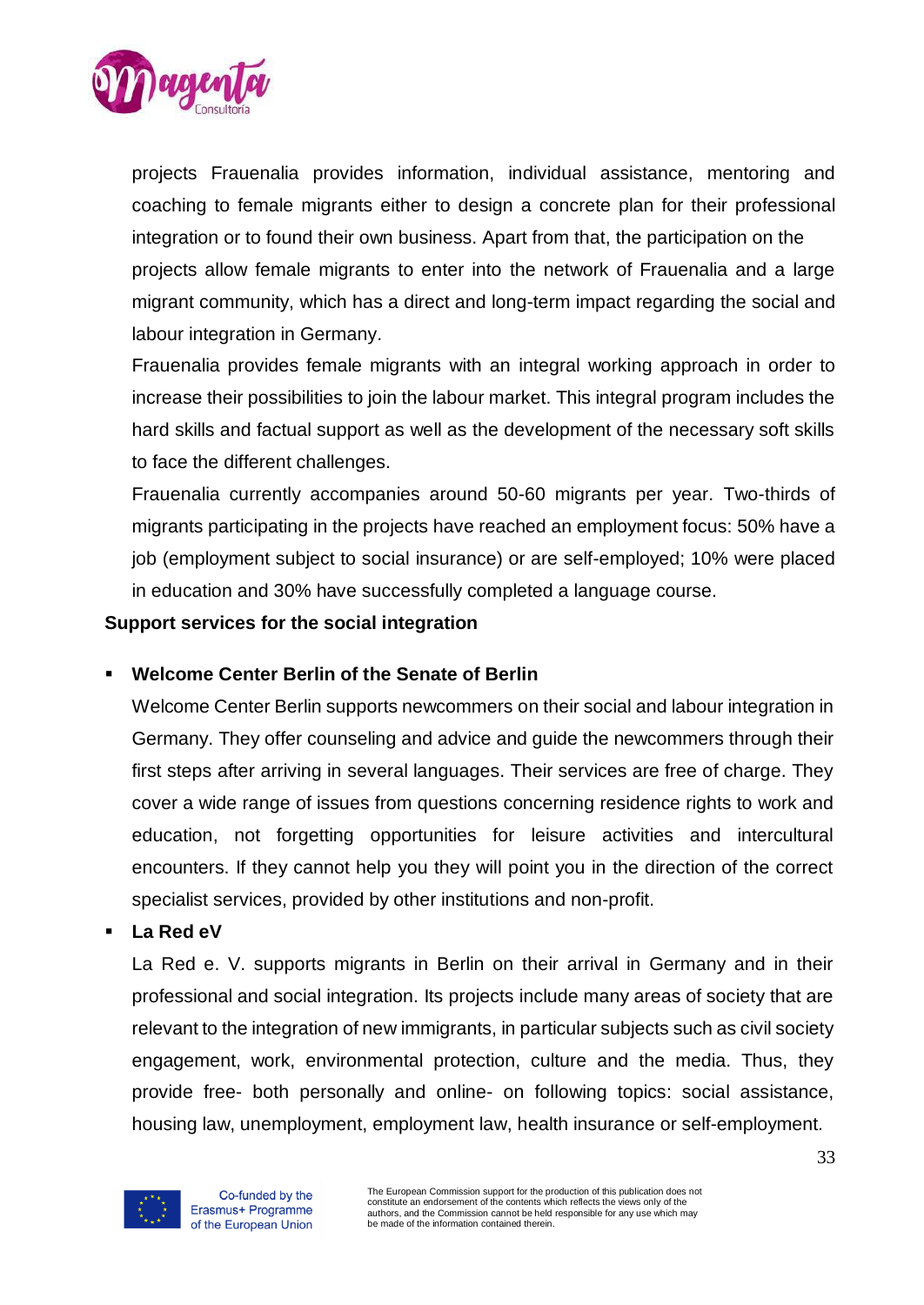projects Frauenalia provides information, individual assistance, mentoring and coaching to female migrants either to design a concrete plan for their professional integration or to found their own business. Apart from that, the participation on the projects allow female migrants to enter into the network of Frauenalia and a large migrant community, which has a direct and long-term impact regarding the social and labour integration in Germany.

Frauenalia provides female migrants with an integral working approach in order to increase their possibilities to join the labour market. This integral program includes the hard skills and factual support as well as the development of the necessary soft skills to face the different challenges.

Frauenalia currently accompanies around 50-60 migrants per year. Two-thirds of migrants participating in the projects have reached an employment focus: 50% have a job (employment subject to social insurance) or are self-employed; 10% were placed in education and 30% have successfully completed a language course.

**Support services for the social integration**

- **Welcome Center Berlin of the Senate of Berlin**

  Welcome Center Berlin supports newcommers on their social and labour integration in Germany. They offer counseling and advice and guide the newcommers through their first steps after arriving in several languages. Their services are free of charge. They cover a wide range of issues from questions concerning residence rights to work and education, not forgetting opportunities for leisure activities and intercultural encounters. If they cannot help you they will point you in the direction of the correct specialist services, provided by other institutions and non-profit.

- **La Red eV**

  La Red e. V. supports migrants in Berlin on their arrival in Germany and in their professional and social integration. Its projects include many areas of society that are relevant to the integration of new immigrants, in particular subjects such as civil society engagement, work, environmental protection, culture and the media. Thus, they provide free- both personally and online- on following topics: social assistance, housing law, unemployment, employment law, health insurance or self-employment.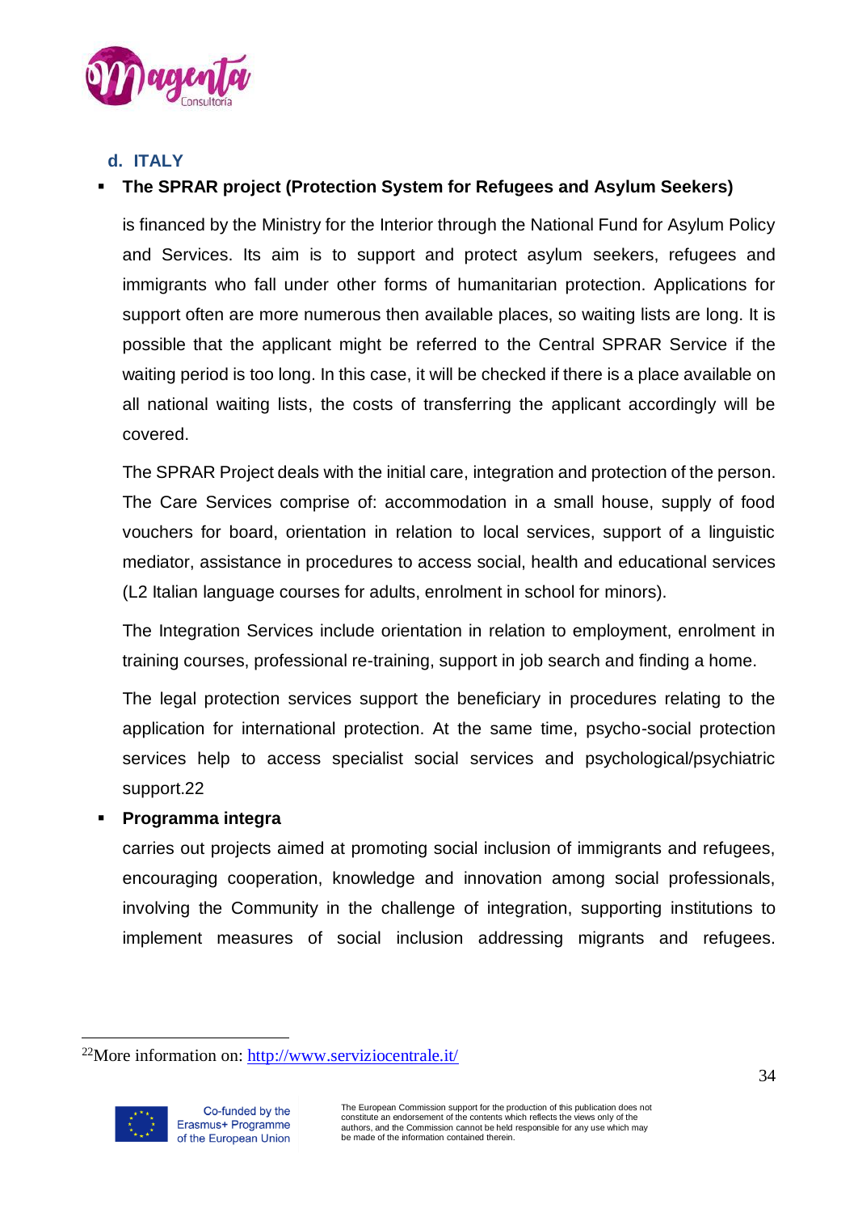### d. ITALY

- **The SPRAR project (Protection System for Refugees and Asylum Seekers)**

  is financed by the Ministry for the Interior through the National Fund for Asylum Policy and Services. Its aim is to support and protect asylum seekers, refugees and immigrants who fall under other forms of humanitarian protection. Applications for support often are more numerous then available places, so waiting lists are long. It is possible that the applicant might be referred to the Central SPRAR Service if the waiting period is too long. In this case, it will be checked if there is a place available on all national waiting lists, the costs of transferring the applicant accordingly will be covered.

  The SPRAR Project deals with the initial care, integration and protection of the person. The Care Services comprise of: accommodation in a small house, supply of food vouchers for board, orientation in relation to local services, support of a linguistic mediator, assistance in procedures to access social, health and educational services (L2 Italian language courses for adults, enrolment in school for minors).

  The Integration Services include orientation in relation to employment, enrolment in training courses, professional re-training, support in job search and finding a home.

  The legal protection services support the beneficiary in procedures relating to the application for international protection. At the same time, psycho-social protection services help to access specialist social services and psychological/psychiatric support.[22]

- **Programma integra**

  carries out projects aimed at promoting social inclusion of immigrants and refugees, encouraging cooperation, knowledge and innovation among social professionals, involving the Community in the challenge of integration, supporting institutions to implement measures of social inclusion addressing migrants and refugees.

---

[22] More information on: http://www.serviziocentrale.it/

Co-funded by the Erasmus+ Programme of the European Union

The European Commission support for the production of this publication does not constitute an endorsement of the contents which reflects the views only of the authors, and the Commission cannot be held responsible for any use which may be made of the information contained therein.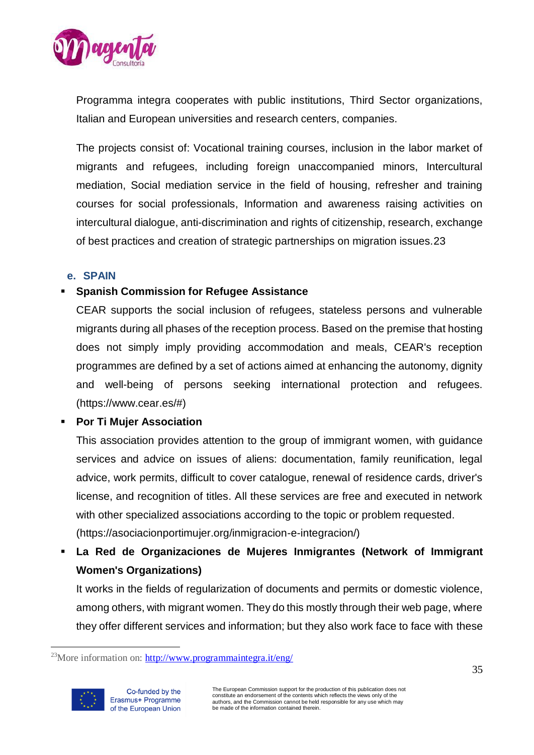Programma integra cooperates with public institutions, Third Sector organizations, Italian and European universities and research centers, companies.

The projects consist of: Vocational training courses, inclusion in the labor market of migrants and refugees, including foreign unaccompanied minors, Intercultural mediation, Social mediation service in the field of housing, refresher and training courses for social professionals, Information and awareness raising activities on intercultural dialogue, anti-discrimination and rights of citizenship, research, exchange of best practices and creation of strategic partnerships on migration issues.[23]

### e. SPAIN

- **Spanish Commission for Refugee Assistance**

  CEAR supports the social inclusion of refugees, stateless persons and vulnerable migrants during all phases of the reception process. Based on the premise that hosting does not simply imply providing accommodation and meals, CEAR's reception programmes are defined by a set of actions aimed at enhancing the autonomy, dignity and well-being of persons seeking international protection and refugees. (https://www.cear.es/#)

- **Por Ti Mujer Association**

  This association provides attention to the group of immigrant women, with guidance services and advice on issues of aliens: documentation, family reunification, legal advice, work permits, difficult to cover catalogue, renewal of residence cards, driver's license, and recognition of titles. All these services are free and executed in network with other specialized associations according to the topic or problem requested. (https://asociacionportimujer.org/inmigracion-e-integracion/)

- **La Red de Organizaciones de Mujeres Inmigrantes (Network of Immigrant Women's Organizations)**

  It works in the fields of regularization of documents and permits or domestic violence, among others, with migrant women. They do this mostly through their web page, where they offer different services and information; but they also work face to face with these

---

[23] More information on: http://www.programmaintegra.it/eng/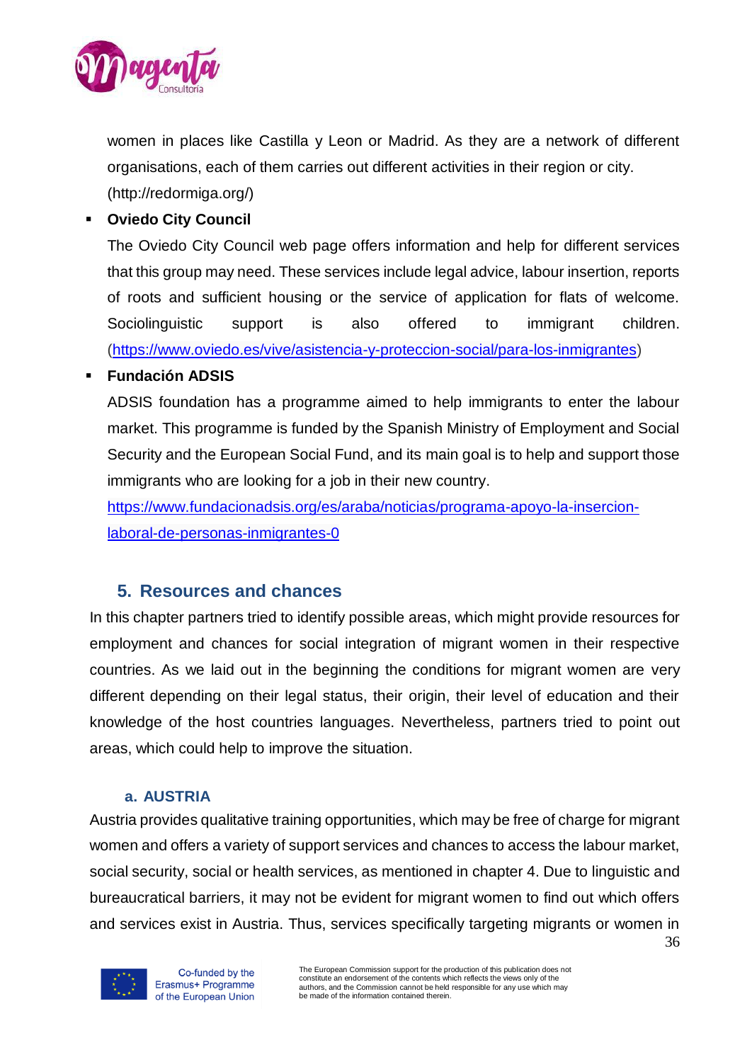women in places like Castilla y Leon or Madrid. As they are a network of different organisations, each of them carries out different activities in their region or city. (http://redormiga.org/)

- **Oviedo City Council**

  The Oviedo City Council web page offers information and help for different services that this group may need. These services include legal advice, labour insertion, reports of roots and sufficient housing or the service of application for flats of welcome. Sociolinguistic support is also offered to immigrant children. (https://www.oviedo.es/vive/asistencia-y-proteccion-social/para-los-inmigrantes)

- **Fundación ADSIS**

  ADSIS foundation has a programme aimed to help immigrants to enter the labour market. This programme is funded by the Spanish Ministry of Employment and Social Security and the European Social Fund, and its main goal is to help and support those immigrants who are looking for a job in their new country.
  https://www.fundacionadsis.org/es/araba/noticias/programa-apoyo-la-insercion-laboral-de-personas-inmigrantes-0

## 5. Resources and chances

In this chapter partners tried to identify possible areas, which might provide resources for employment and chances for social integration of migrant women in their respective countries. As we laid out in the beginning the conditions for migrant women are very different depending on their legal status, their origin, their level of education and their knowledge of the host countries languages. Nevertheless, partners tried to point out areas, which could help to improve the situation.

### a. AUSTRIA

Austria provides qualitative training opportunities, which may be free of charge for migrant women and offers a variety of support services and chances to access the labour market, social security, social or health services, as mentioned in chapter 4. Due to linguistic and bureaucratical barriers, it may not be evident for migrant women to find out which offers and services exist in Austria. Thus, services specifically targeting migrants or women in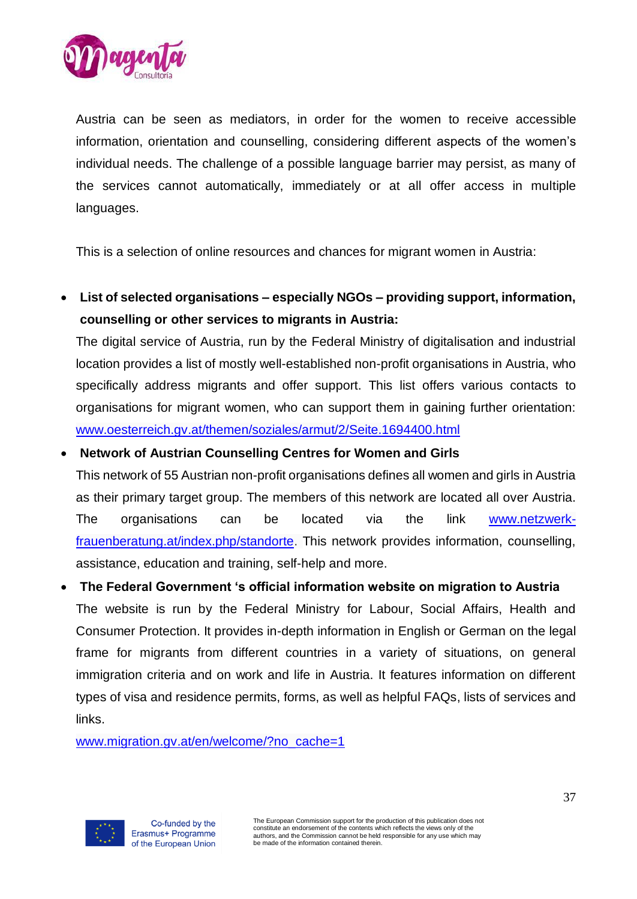Austria can be seen as mediators, in order for the women to receive accessible information, orientation and counselling, considering different aspects of the women's individual needs. The challenge of a possible language barrier may persist, as many of the services cannot automatically, immediately or at all offer access in multiple languages.

This is a selection of online resources and chances for migrant women in Austria:

- **List of selected organisations – especially NGOs – providing support, information, counselling or other services to migrants in Austria:**
  The digital service of Austria, run by the Federal Ministry of digitalisation and industrial location provides a list of mostly well-established non-profit organisations in Austria, who specifically address migrants and offer support. This list offers various contacts to organisations for migrant women, who can support them in gaining further orientation: www.oesterreich.gv.at/themen/soziales/armut/2/Seite.1694400.html
- **Network of Austrian Counselling Centres for Women and Girls**
  This network of 55 Austrian non-profit organisations defines all women and girls in Austria as their primary target group. The members of this network are located all over Austria. The organisations can be located via the link www.netzwerk-frauenberatung.at/index.php/standorte. This network provides information, counselling, assistance, education and training, self-help and more.
- **The Federal Government 's official information website on migration to Austria**
  The website is run by the Federal Ministry for Labour, Social Affairs, Health and Consumer Protection. It provides in-depth information in English or German on the legal frame for migrants from different countries in a variety of situations, on general immigration criteria and on work and life in Austria. It features information on different types of visa and residence permits, forms, as well as helpful FAQs, lists of services and links.
  www.migration.gv.at/en/welcome/?no_cache=1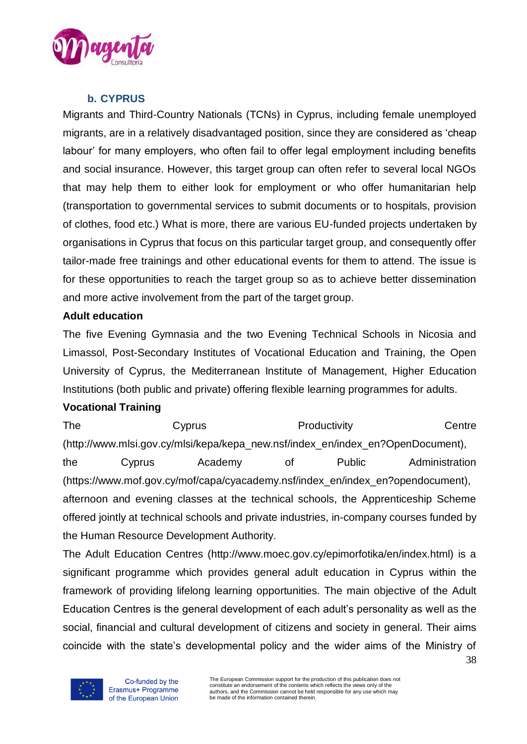### b. CYPRUS

Migrants and Third-Country Nationals (TCNs) in Cyprus, including female unemployed migrants, are in a relatively disadvantaged position, since they are considered as 'cheap labour' for many employers, who often fail to offer legal employment including benefits and social insurance. However, this target group can often refer to several local NGOs that may help them to either look for employment or who offer humanitarian help (transportation to governmental services to submit documents or to hospitals, provision of clothes, food etc.) What is more, there are various EU-funded projects undertaken by organisations in Cyprus that focus on this particular target group, and consequently offer tailor-made free trainings and other educational events for them to attend. The issue is for these opportunities to reach the target group so as to achieve better dissemination and more active involvement from the part of the target group.

**Adult education**

The five Evening Gymnasia and the two Evening Technical Schools in Nicosia and Limassol, Post-Secondary Institutes of Vocational Education and Training, the Open University of Cyprus, the Mediterranean Institute of Management, Higher Education Institutions (both public and private) offering flexible learning programmes for adults.

**Vocational Training**

The Cyprus Productivity Centre (http://www.mlsi.gov.cy/mlsi/kepa/kepa_new.nsf/index_en/index_en?OpenDocument), the Cyprus Academy of Public Administration (https://www.mof.gov.cy/mof/capa/cyacademy.nsf/index_en/index_en?opendocument), afternoon and evening classes at the technical schools, the Apprenticeship Scheme offered jointly at technical schools and private industries, in-company courses funded by the Human Resource Development Authority.

The Adult Education Centres (http://www.moec.gov.cy/epimorfotika/en/index.html) is a significant programme which provides general adult education in Cyprus within the framework of providing lifelong learning opportunities. The main objective of the Adult Education Centres is the general development of each adult's personality as well as the social, financial and cultural development of citizens and society in general. Their aims coincide with the state's developmental policy and the wider aims of the Ministry of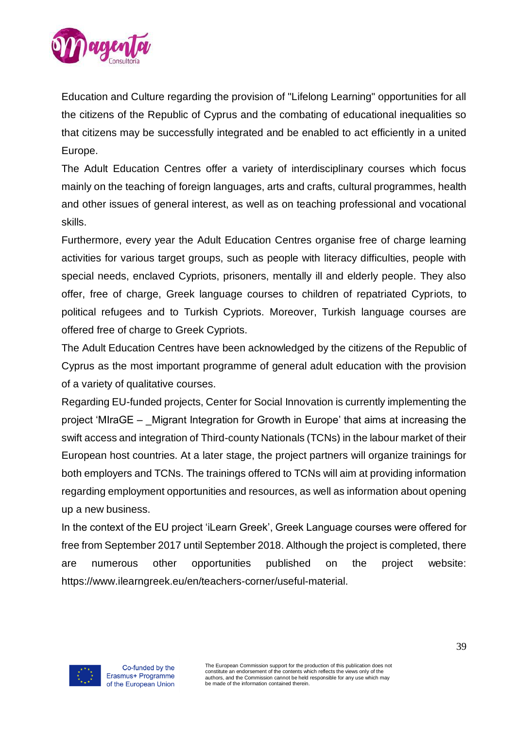Education and Culture regarding the provision of "Lifelong Learning" opportunities for all the citizens of the Republic of Cyprus and the combating of educational inequalities so that citizens may be successfully integrated and be enabled to act efficiently in a united Europe.

The Adult Education Centres offer a variety of interdisciplinary courses which focus mainly on the teaching of foreign languages, arts and crafts, cultural programmes, health and other issues of general interest, as well as on teaching professional and vocational skills.

Furthermore, every year the Adult Education Centres organise free of charge learning activities for various target groups, such as people with literacy difficulties, people with special needs, enclaved Cypriots, prisoners, mentally ill and elderly people. They also offer, free of charge, Greek language courses to children of repatriated Cypriots, to political refugees and to Turkish Cypriots. Moreover, Turkish language courses are offered free of charge to Greek Cypriots.

The Adult Education Centres have been acknowledged by the citizens of the Republic of Cyprus as the most important programme of general adult education with the provision of a variety of qualitative courses.

Regarding EU-funded projects, Center for Social Innovation is currently implementing the project 'MIraGE – _Migrant Integration for Growth in Europe' that aims at increasing the swift access and integration of Third-county Nationals (TCNs) in the labour market of their European host countries. At a later stage, the project partners will organize trainings for both employers and TCNs. The trainings offered to TCNs will aim at providing information regarding employment opportunities and resources, as well as information about opening up a new business.

In the context of the EU project 'iLearn Greek', Greek Language courses were offered for free from September 2017 until September 2018. Although the project is completed, there are numerous other opportunities published on the project website: https://www.ilearngreek.eu/en/teachers-corner/useful-material.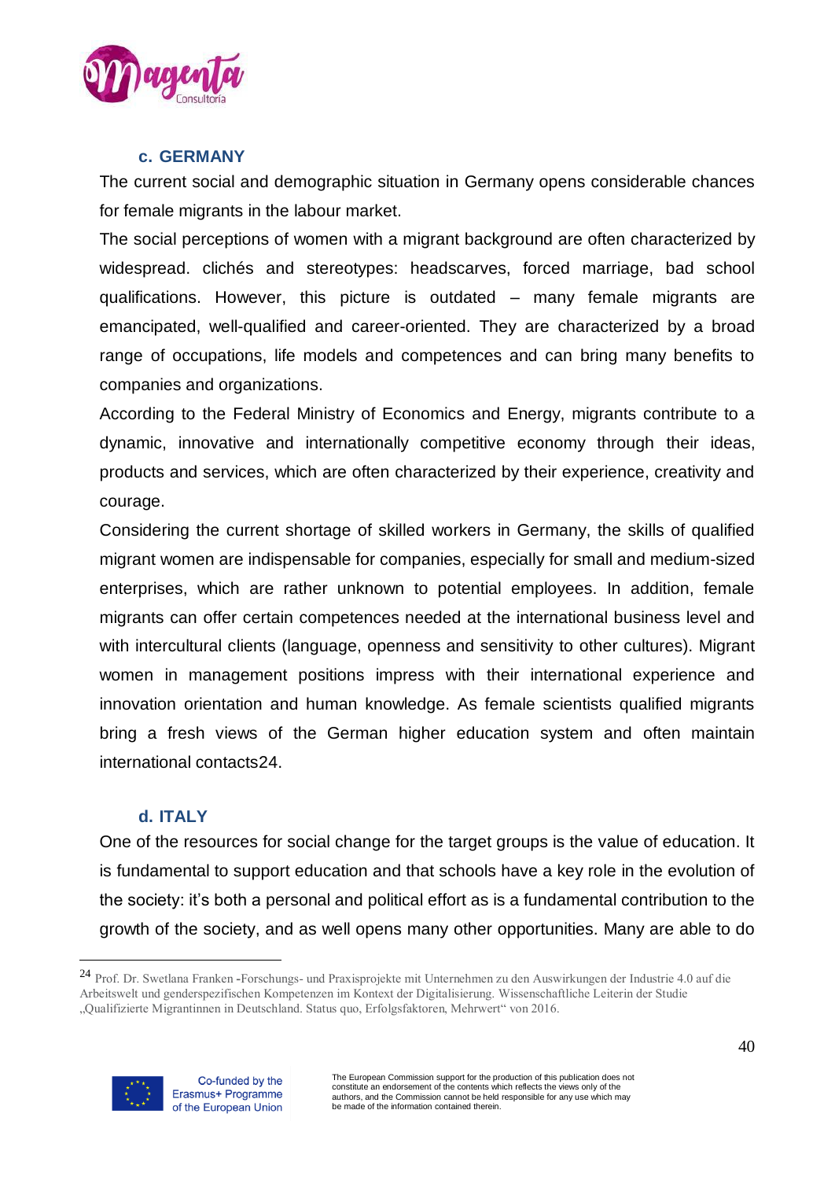### c. GERMANY

The current social and demographic situation in Germany opens considerable chances for female migrants in the labour market.

The social perceptions of women with a migrant background are often characterized by widespread. clichés and stereotypes: headscarves, forced marriage, bad school qualifications. However, this picture is outdated – many female migrants are emancipated, well-qualified and career-oriented. They are characterized by a broad range of occupations, life models and competences and can bring many benefits to companies and organizations.

According to the Federal Ministry of Economics and Energy, migrants contribute to a dynamic, innovative and internationally competitive economy through their ideas, products and services, which are often characterized by their experience, creativity and courage.

Considering the current shortage of skilled workers in Germany, the skills of qualified migrant women are indispensable for companies, especially for small and medium-sized enterprises, which are rather unknown to potential employees. In addition, female migrants can offer certain competences needed at the international business level and with intercultural clients (language, openness and sensitivity to other cultures). Migrant women in management positions impress with their international experience and innovation orientation and human knowledge. As female scientists qualified migrants bring a fresh views of the German higher education system and often maintain international contacts[24].

### d. ITALY

One of the resources for social change for the target groups is the value of education. It is fundamental to support education and that schools have a key role in the evolution of the society: it's both a personal and political effort as is a fundamental contribution to the growth of the society, and as well opens many other opportunities. Many are able to do

---

[24] Prof. Dr. Swetlana Franken -Forschungs- und Praxisprojekte mit Unternehmen zu den Auswirkungen der Industrie 4.0 auf die Arbeitswelt und genderspezifischen Kompetenzen im Kontext der Digitalisierung. Wissenschaftliche Leiterin der Studie „Qualifizierte Migrantinnen in Deutschland. Status quo, Erfolgsfaktoren, Mehrwert" von 2016.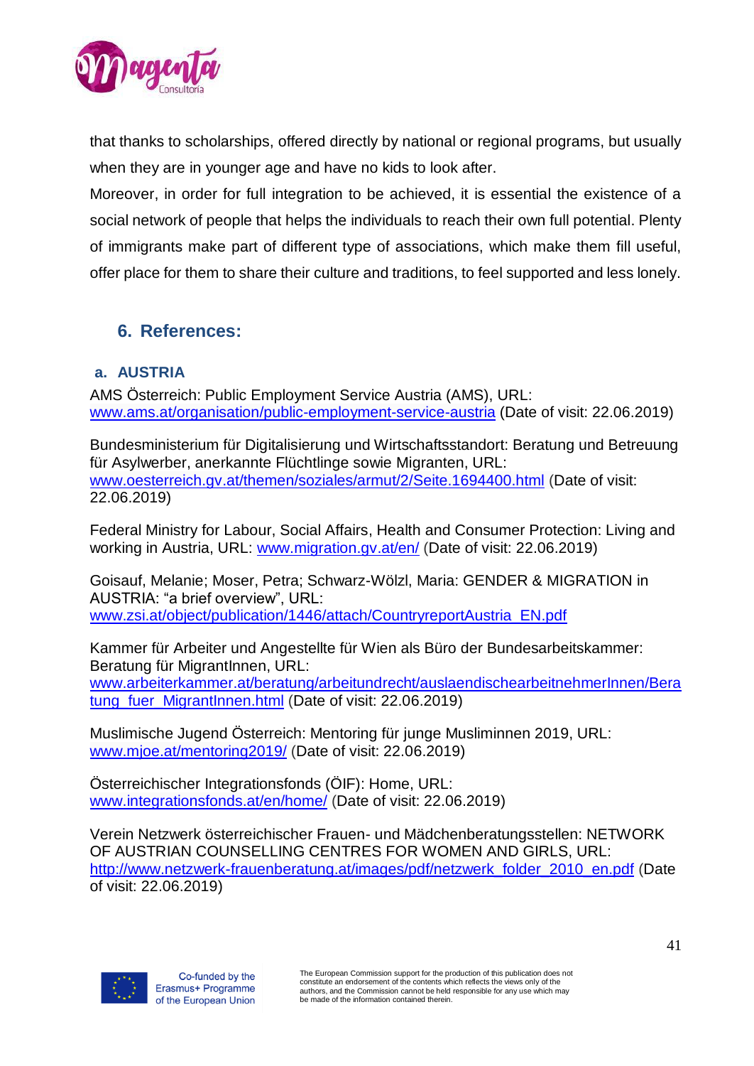that thanks to scholarships, offered directly by national or regional programs, but usually when they are in younger age and have no kids to look after.

Moreover, in order for full integration to be achieved, it is essential the existence of a social network of people that helps the individuals to reach their own full potential. Plenty of immigrants make part of different type of associations, which make them fill useful, offer place for them to share their culture and traditions, to feel supported and less lonely.

## 6. References:

### a. AUSTRIA

AMS Österreich: Public Employment Service Austria (AMS), URL: www.ams.at/organisation/public-employment-service-austria (Date of visit: 22.06.2019)

Bundesministerium für Digitalisierung und Wirtschaftsstandort: Beratung und Betreuung für Asylwerber, anerkannte Flüchtlinge sowie Migranten, URL: www.oesterreich.gv.at/themen/soziales/armut/2/Seite.1694400.html (Date of visit: 22.06.2019)

Federal Ministry for Labour, Social Affairs, Health and Consumer Protection: Living and working in Austria, URL: www.migration.gv.at/en/ (Date of visit: 22.06.2019)

Goisauf, Melanie; Moser, Petra; Schwarz-Wölzl, Maria: GENDER & MIGRATION in AUSTRIA: "a brief overview", URL: www.zsi.at/object/publication/1446/attach/CountryreportAustria_EN.pdf

Kammer für Arbeiter und Angestellte für Wien als Büro der Bundesarbeitskammer: Beratung für MigrantInnen, URL: www.arbeiterkammer.at/beratung/arbeitundrecht/auslaendischearbeitnehmerInnen/Beratung_fuer_MigrantInnen.html (Date of visit: 22.06.2019)

Muslimische Jugend Österreich: Mentoring für junge Musliminnen 2019, URL: www.mjoe.at/mentoring2019/ (Date of visit: 22.06.2019)

Österreichischer Integrationsfonds (ÖIF): Home, URL: www.integrationsfonds.at/en/home/ (Date of visit: 22.06.2019)

Verein Netzwerk österreichischer Frauen- und Mädchenberatungsstellen: NETWORK OF AUSTRIAN COUNSELLING CENTRES FOR WOMEN AND GIRLS, URL: http://www.netzwerk-frauenberatung.at/images/pdf/netzwerk_folder_2010_en.pdf (Date of visit: 22.06.2019)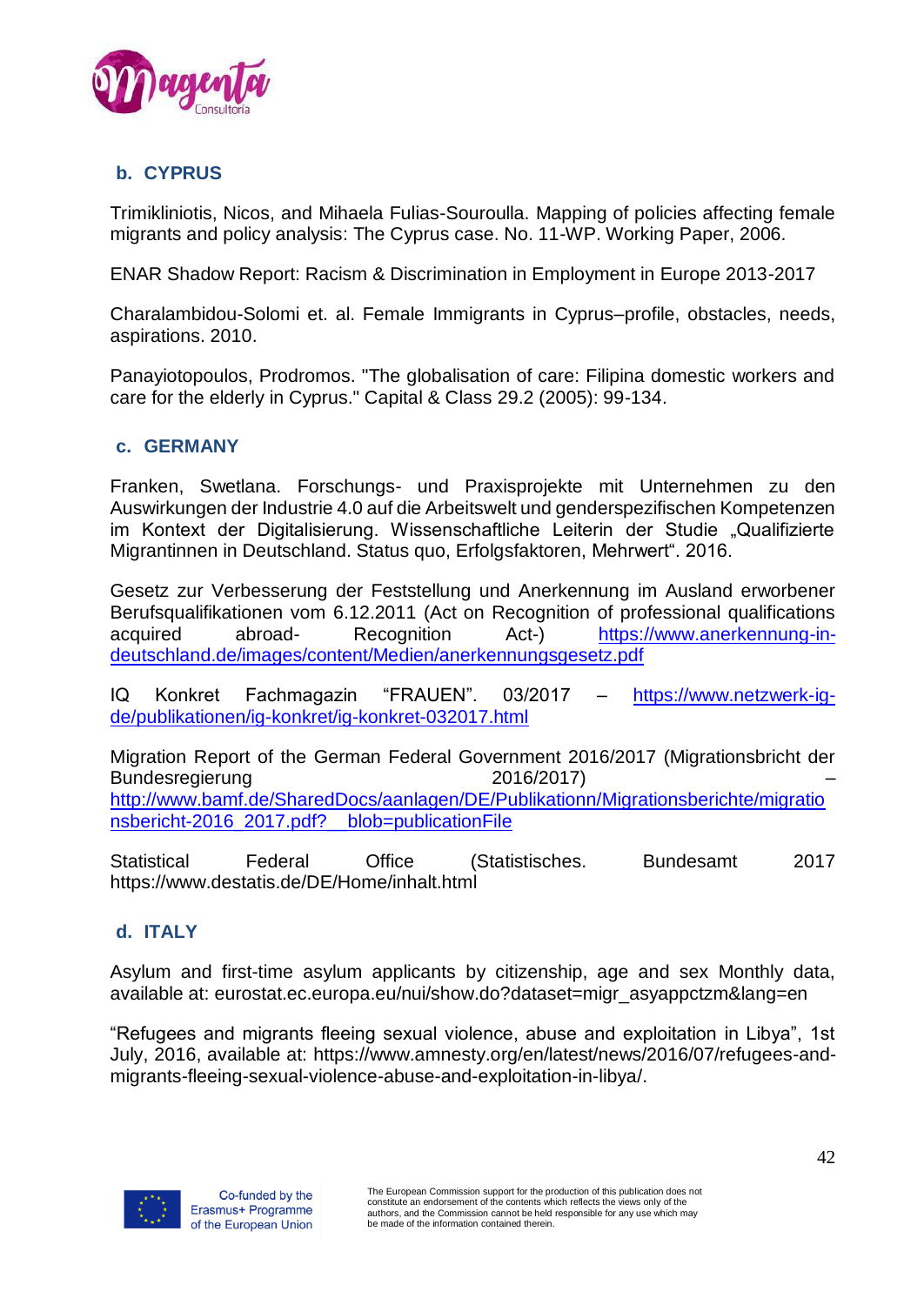### b. CYPRUS

Trimikliniotis, Nicos, and Mihaela Fulias-Souroulla. Mapping of policies affecting female migrants and policy analysis: The Cyprus case. No. 11-WP. Working Paper, 2006.

ENAR Shadow Report: Racism & Discrimination in Employment in Europe 2013-2017

Charalambidou-Solomi et. al. Female Immigrants in Cyprus–profile, obstacles, needs, aspirations. 2010.

Panayiotopoulos, Prodromos. "The globalisation of care: Filipina domestic workers and care for the elderly in Cyprus." Capital & Class 29.2 (2005): 99-134.

### c. GERMANY

Franken, Swetlana. Forschungs- und Praxisprojekte mit Unternehmen zu den Auswirkungen der Industrie 4.0 auf die Arbeitswelt und genderspezifischen Kompetenzen im Kontext der Digitalisierung. Wissenschaftliche Leiterin der Studie „Qualifizierte Migrantinnen in Deutschland. Status quo, Erfolgsfaktoren, Mehrwert". 2016.

Gesetz zur Verbesserung der Feststellung und Anerkennung im Ausland erworbener Berufsqualifikationen vom 6.12.2011 (Act on Recognition of professional qualifications acquired abroad- Recognition Act-) https://www.anerkennung-in-deutschland.de/images/content/Medien/anerkennungsgesetz.pdf

IQ Konkret Fachmagazin "FRAUEN". 03/2017 – https://www.netzwerk-iq-de/publikationen/iq-konkret/iq-konkret-032017.html

Migration Report of the German Federal Government 2016/2017 (Migrationsbricht der Bundesregierung 2016/2017) – http://www.bamf.de/SharedDocs/aanlagen/DE/Publikationn/Migrationsberichte/migrationsbericht-2016_2017.pdf?__blob=publicationFile

Statistical Federal Office (Statistisches. Bundesamt 2017 https://www.destatis.de/DE/Home/inhalt.html

### d. ITALY

Asylum and first-time asylum applicants by citizenship, age and sex Monthly data, available at: eurostat.ec.europa.eu/nui/show.do?dataset=migr_asyappctzm&lang=en

"Refugees and migrants fleeing sexual violence, abuse and exploitation in Libya", 1st July, 2016, available at: https://www.amnesty.org/en/latest/news/2016/07/refugees-and-migrants-fleeing-sexual-violence-abuse-and-exploitation-in-libya/.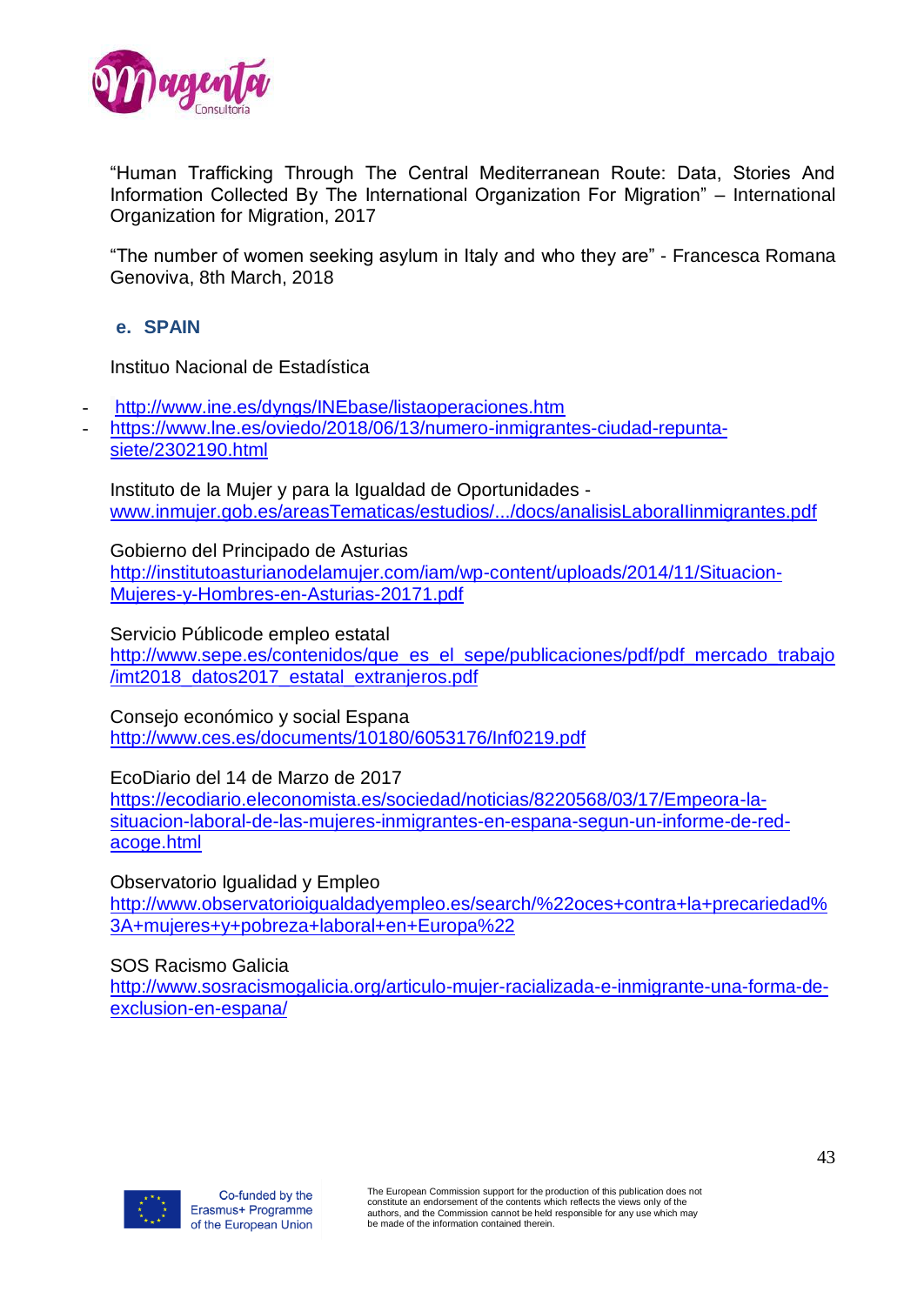"Human Trafficking Through The Central Mediterranean Route: Data, Stories And Information Collected By The International Organization For Migration" – International Organization for Migration, 2017

"The number of women seeking asylum in Italy and who they are" - Francesca Romana Genoviva, 8th March, 2018

### e. SPAIN

Instituo Nacional de Estadística

- http://www.ine.es/dyngs/INEbase/listaoperaciones.htm
- https://www.lne.es/oviedo/2018/06/13/numero-inmigrantes-ciudad-repunta-siete/2302190.html

Instituto de la Mujer y para la Igualdad de Oportunidades - www.inmujer.gob.es/areasTematicas/estudios/.../docs/analisisLaboralIinmigrantes.pdf

Gobierno del Principado de Asturias
http://institutoasturianodelamujer.com/iam/wp-content/uploads/2014/11/Situacion-Mujeres-y-Hombres-en-Asturias-20171.pdf

Servicio Públicode empleo estatal
http://www.sepe.es/contenidos/que_es_el_sepe/publicaciones/pdf/pdf_mercado_trabajo/imt2018_datos2017_estatal_extranjeros.pdf

Consejo económico y social Espana
http://www.ces.es/documents/10180/6053176/Inf0219.pdf

EcoDiario del 14 de Marzo de 2017
https://ecodiario.eleconomista.es/sociedad/noticias/8220568/03/17/Empeora-la-situacion-laboral-de-las-mujeres-inmigrantes-en-espana-segun-un-informe-de-red-acoge.html

Observatorio Igualdad y Empleo
http://www.observatorioigualdadyempleo.es/search/%22oces+contra+la+precariedad%3A+mujeres+y+pobreza+laboral+en+Europa%22

SOS Racismo Galicia
http://www.sosracismogalicia.org/articulo-mujer-racializada-e-inmigrante-una-forma-de-exclusion-en-espana/